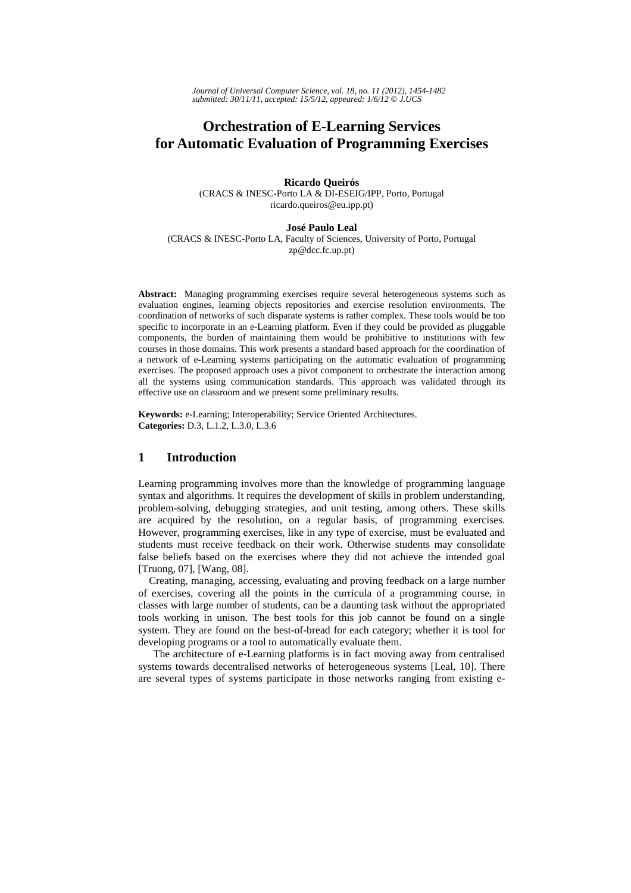# Orchestration of E-Learning Services for Automatic Evaluation of Programming Exercises

**Ricardo Queirós**
(CRACS & INESC-Porto LA & DI-ESEIG/IPP, Porto, Portugal
ricardo.queiros@eu.ipp.pt)

**José Paulo Leal**
(CRACS & INESC-Porto LA, Faculty of Sciences, University of Porto, Portugal
zp@dcc.fc.up.pt)

**Abstract:** Managing programming exercises require several heterogeneous systems such as evaluation engines, learning objects repositories and exercise resolution environments. The coordination of networks of such disparate systems is rather complex. These tools would be too specific to incorporate in an e-Learning platform. Even if they could be provided as pluggable components, the burden of maintaining them would be prohibitive to institutions with few courses in those domains. This work presents a standard based approach for the coordination of a network of e-Learning systems participating on the automatic evaluation of programming exercises. The proposed approach uses a pivot component to orchestrate the interaction among all the systems using communication standards. This approach was validated through its effective use on classroom and we present some preliminary results.

**Keywords:** e-Learning; Interoperability; Service Oriented Architectures.
**Categories:** D.3, L.1.2, L.3.0, L.3.6

## 1 Introduction

Learning programming involves more than the knowledge of programming language syntax and algorithms. It requires the development of skills in problem understanding, problem-solving, debugging strategies, and unit testing, among others. These skills are acquired by the resolution, on a regular basis, of programming exercises. However, programming exercises, like in any type of exercise, must be evaluated and students must receive feedback on their work. Otherwise students may consolidate false beliefs based on the exercises where they did not achieve the intended goal [Truong, 07], [Wang, 08].

Creating, managing, accessing, evaluating and proving feedback on a large number of exercises, covering all the points in the curricula of a programming course, in classes with large number of students, can be a daunting task without the appropriated tools working in unison. The best tools for this job cannot be found on a single system. They are found on the best-of-bread for each category; whether it is tool for developing programs or a tool to automatically evaluate them.

The architecture of e-Learning platforms is in fact moving away from centralised systems towards decentralised networks of heterogeneous systems [Leal, 10]. There are several types of systems participate in those networks ranging from existing e-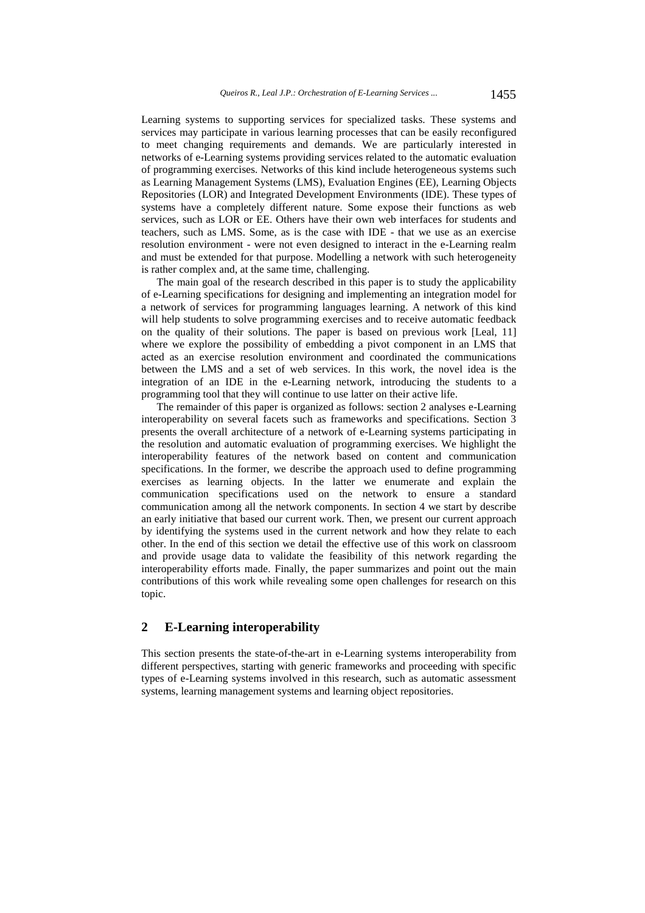Learning systems to supporting services for specialized tasks. These systems and services may participate in various learning processes that can be easily reconfigured to meet changing requirements and demands. We are particularly interested in networks of e-Learning systems providing services related to the automatic evaluation of programming exercises. Networks of this kind include heterogeneous systems such as Learning Management Systems (LMS), Evaluation Engines (EE), Learning Objects Repositories (LOR) and Integrated Development Environments (IDE). These types of systems have a completely different nature. Some expose their functions as web services, such as LOR or EE. Others have their own web interfaces for students and teachers, such as LMS. Some, as is the case with IDE - that we use as an exercise resolution environment - were not even designed to interact in the e-Learning realm and must be extended for that purpose. Modelling a network with such heterogeneity is rather complex and, at the same time, challenging.

The main goal of the research described in this paper is to study the applicability of e-Learning specifications for designing and implementing an integration model for a network of services for programming languages learning. A network of this kind will help students to solve programming exercises and to receive automatic feedback on the quality of their solutions. The paper is based on previous work [Leal, 11] where we explore the possibility of embedding a pivot component in an LMS that acted as an exercise resolution environment and coordinated the communications between the LMS and a set of web services. In this work, the novel idea is the integration of an IDE in the e-Learning network, introducing the students to a programming tool that they will continue to use latter on their active life.

The remainder of this paper is organized as follows: section 2 analyses e-Learning interoperability on several facets such as frameworks and specifications. Section 3 presents the overall architecture of a network of e-Learning systems participating in the resolution and automatic evaluation of programming exercises. We highlight the interoperability features of the network based on content and communication specifications. In the former, we describe the approach used to define programming exercises as learning objects. In the latter we enumerate and explain the communication specifications used on the network to ensure a standard communication among all the network components. In section 4 we start by describe an early initiative that based our current work. Then, we present our current approach by identifying the systems used in the current network and how they relate to each other. In the end of this section we detail the effective use of this work on classroom and provide usage data to validate the feasibility of this network regarding the interoperability efforts made. Finally, the paper summarizes and point out the main contributions of this work while revealing some open challenges for research on this topic.

## 2 E-Learning interoperability

This section presents the state-of-the-art in e-Learning systems interoperability from different perspectives, starting with generic frameworks and proceeding with specific types of e-Learning systems involved in this research, such as automatic assessment systems, learning management systems and learning object repositories.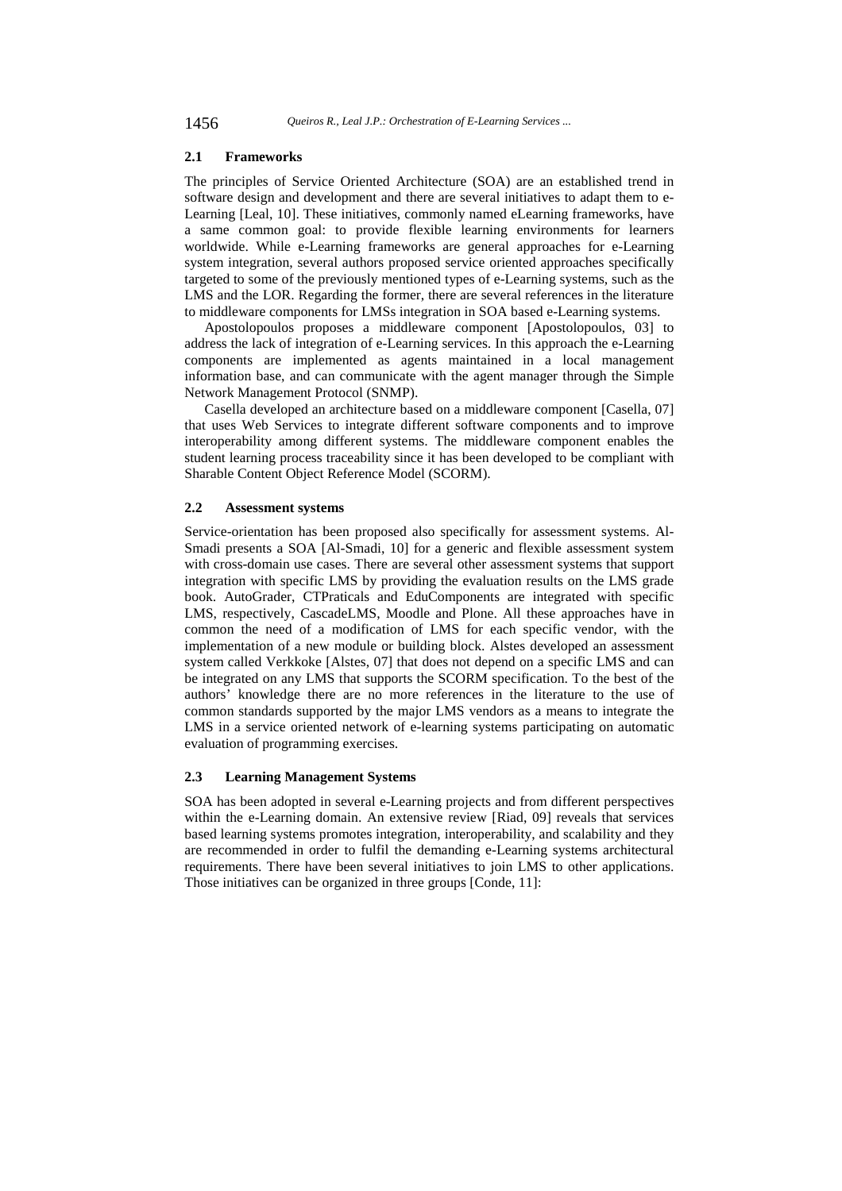### 2.1 Frameworks

The principles of Service Oriented Architecture (SOA) are an established trend in software design and development and there are several initiatives to adapt them to e-Learning [Leal, 10]. These initiatives, commonly named eLearning frameworks, have a same common goal: to provide flexible learning environments for learners worldwide. While e-Learning frameworks are general approaches for e-Learning system integration, several authors proposed service oriented approaches specifically targeted to some of the previously mentioned types of e-Learning systems, such as the LMS and the LOR. Regarding the former, there are several references in the literature to middleware components for LMSs integration in SOA based e-Learning systems.

Apostolopoulos proposes a middleware component [Apostolopoulos, 03] to address the lack of integration of e-Learning services. In this approach the e-Learning components are implemented as agents maintained in a local management information base, and can communicate with the agent manager through the Simple Network Management Protocol (SNMP).

Casella developed an architecture based on a middleware component [Casella, 07] that uses Web Services to integrate different software components and to improve interoperability among different systems. The middleware component enables the student learning process traceability since it has been developed to be compliant with Sharable Content Object Reference Model (SCORM).

### 2.2 Assessment systems

Service-orientation has been proposed also specifically for assessment systems. Al-Smadi presents a SOA [Al-Smadi, 10] for a generic and flexible assessment system with cross-domain use cases. There are several other assessment systems that support integration with specific LMS by providing the evaluation results on the LMS grade book. AutoGrader, CTPraticals and EduComponents are integrated with specific LMS, respectively, CascadeLMS, Moodle and Plone. All these approaches have in common the need of a modification of LMS for each specific vendor, with the implementation of a new module or building block. Alstes developed an assessment system called Verkkoke [Alstes, 07] that does not depend on a specific LMS and can be integrated on any LMS that supports the SCORM specification. To the best of the authors' knowledge there are no more references in the literature to the use of common standards supported by the major LMS vendors as a means to integrate the LMS in a service oriented network of e-learning systems participating on automatic evaluation of programming exercises.

### 2.3 Learning Management Systems

SOA has been adopted in several e-Learning projects and from different perspectives within the e-Learning domain. An extensive review [Riad, 09] reveals that services based learning systems promotes integration, interoperability, and scalability and they are recommended in order to fulfil the demanding e-Learning systems architectural requirements. There have been several initiatives to join LMS to other applications. Those initiatives can be organized in three groups [Conde, 11]: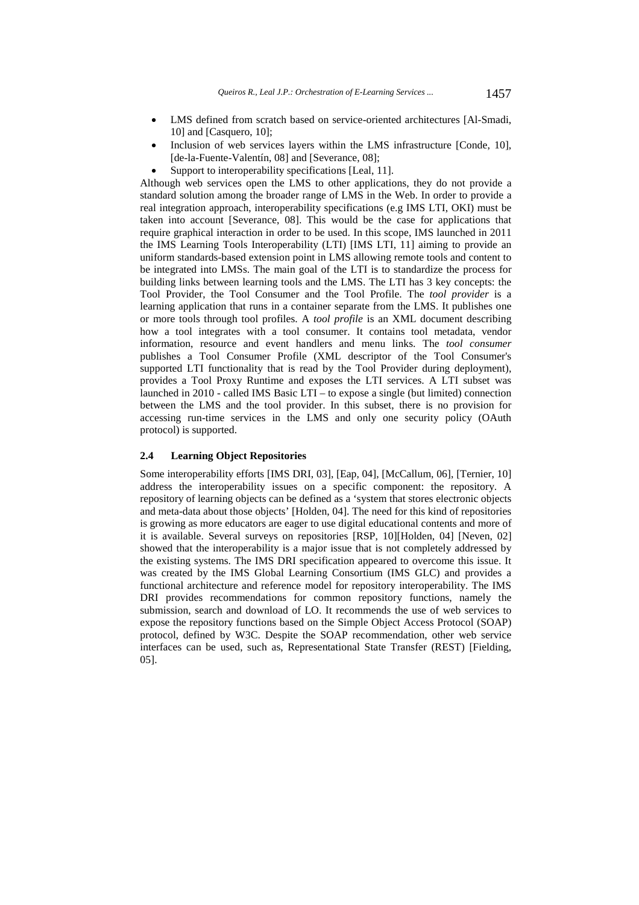- LMS defined from scratch based on service-oriented architectures [Al-Smadi, 10] and [Casquero, 10];
- Inclusion of web services layers within the LMS infrastructure [Conde, 10], [de-la-Fuente-Valentín, 08] and [Severance, 08];
- Support to interoperability specifications [Leal, 11].

Although web services open the LMS to other applications, they do not provide a standard solution among the broader range of LMS in the Web. In order to provide a real integration approach, interoperability specifications (e.g IMS LTI, OKI) must be taken into account [Severance, 08]. This would be the case for applications that require graphical interaction in order to be used. In this scope, IMS launched in 2011 the IMS Learning Tools Interoperability (LTI) [IMS LTI, 11] aiming to provide an uniform standards-based extension point in LMS allowing remote tools and content to be integrated into LMSs. The main goal of the LTI is to standardize the process for building links between learning tools and the LMS. The LTI has 3 key concepts: the Tool Provider, the Tool Consumer and the Tool Profile. The *tool provider* is a learning application that runs in a container separate from the LMS. It publishes one or more tools through tool profiles. A *tool profile* is an XML document describing how a tool integrates with a tool consumer. It contains tool metadata, vendor information, resource and event handlers and menu links. The *tool consumer* publishes a Tool Consumer Profile (XML descriptor of the Tool Consumer's supported LTI functionality that is read by the Tool Provider during deployment), provides a Tool Proxy Runtime and exposes the LTI services. A LTI subset was launched in 2010 - called IMS Basic LTI – to expose a single (but limited) connection between the LMS and the tool provider. In this subset, there is no provision for accessing run-time services in the LMS and only one security policy (OAuth protocol) is supported.

### 2.4 Learning Object Repositories

Some interoperability efforts [IMS DRI, 03], [Eap, 04], [McCallum, 06], [Ternier, 10] address the interoperability issues on a specific component: the repository. A repository of learning objects can be defined as a 'system that stores electronic objects and meta-data about those objects' [Holden, 04]. The need for this kind of repositories is growing as more educators are eager to use digital educational contents and more of it is available. Several surveys on repositories [RSP, 10][Holden, 04] [Neven, 02] showed that the interoperability is a major issue that is not completely addressed by the existing systems. The IMS DRI specification appeared to overcome this issue. It was created by the IMS Global Learning Consortium (IMS GLC) and provides a functional architecture and reference model for repository interoperability. The IMS DRI provides recommendations for common repository functions, namely the submission, search and download of LO. It recommends the use of web services to expose the repository functions based on the Simple Object Access Protocol (SOAP) protocol, defined by W3C. Despite the SOAP recommendation, other web service interfaces can be used, such as, Representational State Transfer (REST) [Fielding, 05].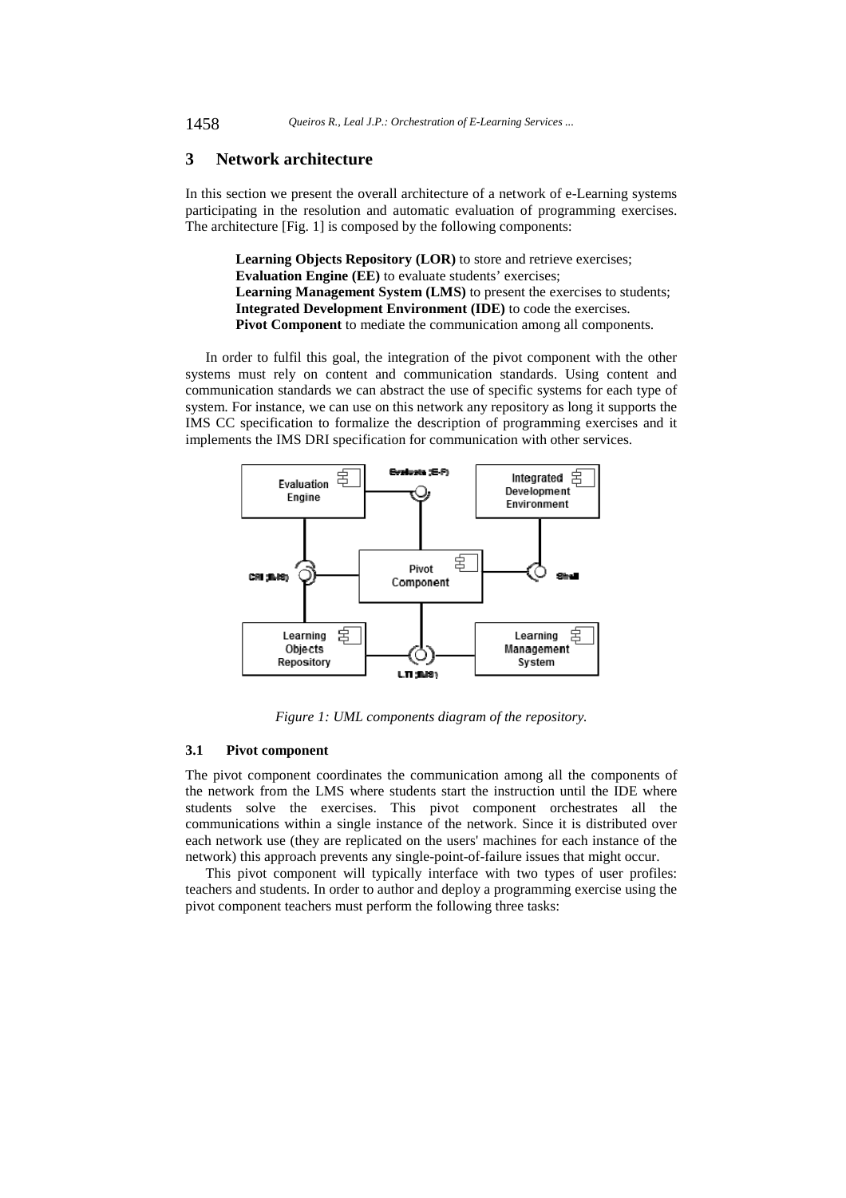## 3 Network architecture

In this section we present the overall architecture of a network of e-Learning systems participating in the resolution and automatic evaluation of programming exercises. The architecture [Fig. 1] is composed by the following components:

**Learning Objects Repository (LOR)** to store and retrieve exercises;
**Evaluation Engine (EE)** to evaluate students' exercises;
**Learning Management System (LMS)** to present the exercises to students;
**Integrated Development Environment (IDE)** to code the exercises.
**Pivot Component** to mediate the communication among all components.

In order to fulfil this goal, the integration of the pivot component with the other systems must rely on content and communication standards. Using content and communication standards we can abstract the use of specific systems for each type of system. For instance, we can use on this network any repository as long it supports the IMS CC specification to formalize the description of programming exercises and it implements the IMS DRI specification for communication with other services.

*Figure 1: UML components diagram of the repository.*

### 3.1 Pivot component

The pivot component coordinates the communication among all the components of the network from the LMS where students start the instruction until the IDE where students solve the exercises. This pivot component orchestrates all the communications within a single instance of the network. Since it is distributed over each network use (they are replicated on the users' machines for each instance of the network) this approach prevents any single-point-of-failure issues that might occur.

This pivot component will typically interface with two types of user profiles: teachers and students. In order to author and deploy a programming exercise using the pivot component teachers must perform the following three tasks: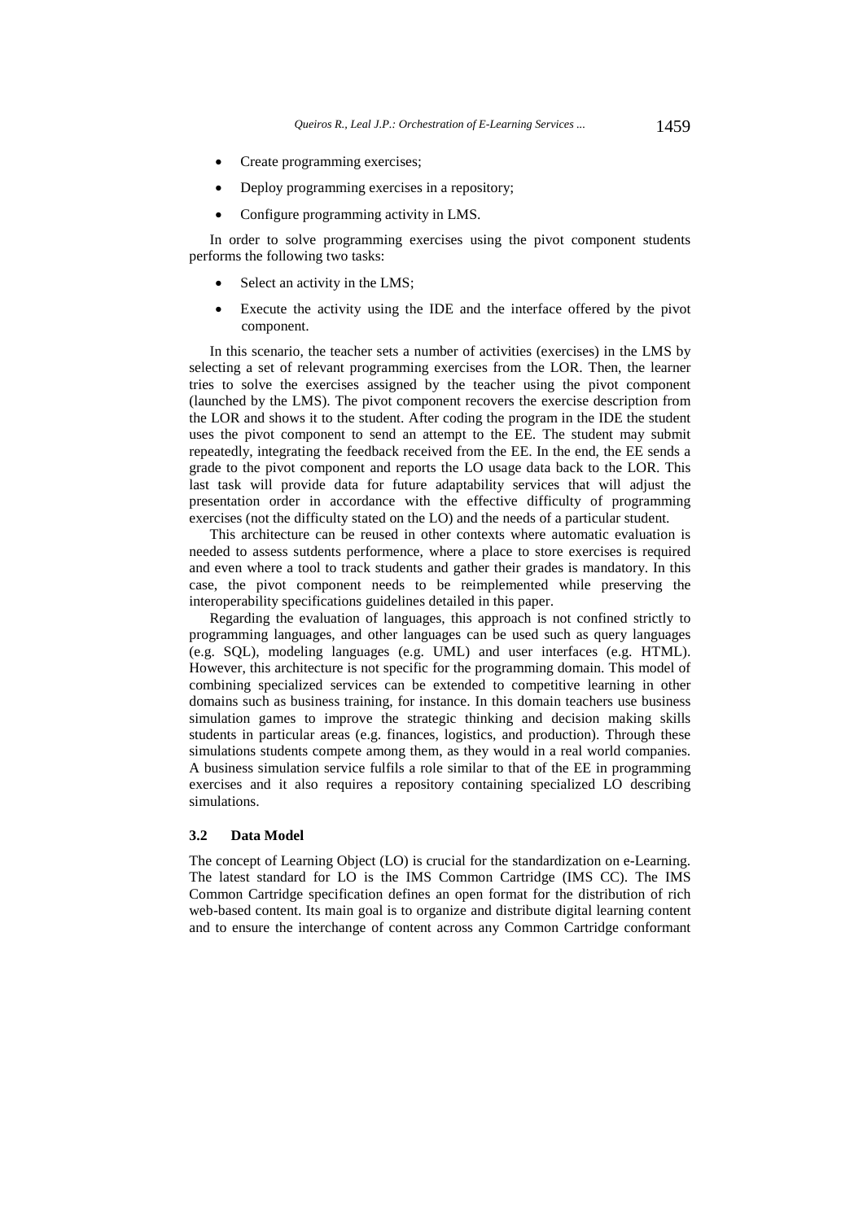- Create programming exercises;
- Deploy programming exercises in a repository;
- Configure programming activity in LMS.

In order to solve programming exercises using the pivot component students performs the following two tasks:

- Select an activity in the LMS;
- Execute the activity using the IDE and the interface offered by the pivot component.

In this scenario, the teacher sets a number of activities (exercises) in the LMS by selecting a set of relevant programming exercises from the LOR. Then, the learner tries to solve the exercises assigned by the teacher using the pivot component (launched by the LMS). The pivot component recovers the exercise description from the LOR and shows it to the student. After coding the program in the IDE the student uses the pivot component to send an attempt to the EE. The student may submit repeatedly, integrating the feedback received from the EE. In the end, the EE sends a grade to the pivot component and reports the LO usage data back to the LOR. This last task will provide data for future adaptability services that will adjust the presentation order in accordance with the effective difficulty of programming exercises (not the difficulty stated on the LO) and the needs of a particular student.

This architecture can be reused in other contexts where automatic evaluation is needed to assess sutdents performence, where a place to store exercises is required and even where a tool to track students and gather their grades is mandatory. In this case, the pivot component needs to be reimplemented while preserving the interoperability specifications guidelines detailed in this paper.

Regarding the evaluation of languages, this approach is not confined strictly to programming languages, and other languages can be used such as query languages (e.g. SQL), modeling languages (e.g. UML) and user interfaces (e.g. HTML). However, this architecture is not specific for the programming domain. This model of combining specialized services can be extended to competitive learning in other domains such as business training, for instance. In this domain teachers use business simulation games to improve the strategic thinking and decision making skills students in particular areas (e.g. finances, logistics, and production). Through these simulations students compete among them, as they would in a real world companies. A business simulation service fulfils a role similar to that of the EE in programming exercises and it also requires a repository containing specialized LO describing simulations.

### 3.2 Data Model

The concept of Learning Object (LO) is crucial for the standardization on e-Learning. The latest standard for LO is the IMS Common Cartridge (IMS CC). The IMS Common Cartridge specification defines an open format for the distribution of rich web-based content. Its main goal is to organize and distribute digital learning content and to ensure the interchange of content across any Common Cartridge conformant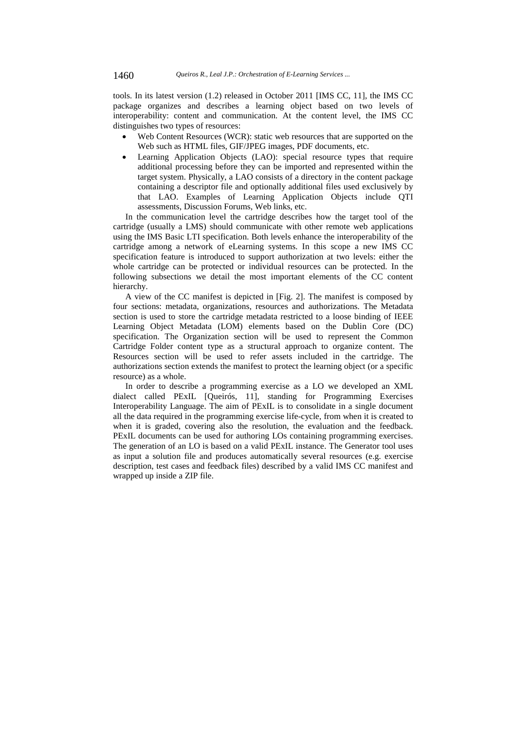tools. In its latest version (1.2) released in October 2011 [IMS CC, 11], the IMS CC package organizes and describes a learning object based on two levels of interoperability: content and communication. At the content level, the IMS CC distinguishes two types of resources:

- Web Content Resources (WCR): static web resources that are supported on the Web such as HTML files, GIF/JPEG images, PDF documents, etc.
- Learning Application Objects (LAO): special resource types that require additional processing before they can be imported and represented within the target system. Physically, a LAO consists of a directory in the content package containing a descriptor file and optionally additional files used exclusively by that LAO. Examples of Learning Application Objects include QTI assessments, Discussion Forums, Web links, etc.

In the communication level the cartridge describes how the target tool of the cartridge (usually a LMS) should communicate with other remote web applications using the IMS Basic LTI specification. Both levels enhance the interoperability of the cartridge among a network of eLearning systems. In this scope a new IMS CC specification feature is introduced to support authorization at two levels: either the whole cartridge can be protected or individual resources can be protected. In the following subsections we detail the most important elements of the CC content hierarchy.

A view of the CC manifest is depicted in [Fig. 2]. The manifest is composed by four sections: metadata, organizations, resources and authorizations. The Metadata section is used to store the cartridge metadata restricted to a loose binding of IEEE Learning Object Metadata (LOM) elements based on the Dublin Core (DC) specification. The Organization section will be used to represent the Common Cartridge Folder content type as a structural approach to organize content. The Resources section will be used to refer assets included in the cartridge. The authorizations section extends the manifest to protect the learning object (or a specific resource) as a whole.

In order to describe a programming exercise as a LO we developed an XML dialect called PExIL [Queirós, 11], standing for Programming Exercises Interoperability Language. The aim of PExIL is to consolidate in a single document all the data required in the programming exercise life-cycle, from when it is created to when it is graded, covering also the resolution, the evaluation and the feedback. PExIL documents can be used for authoring LOs containing programming exercises. The generation of an LO is based on a valid PExIL instance. The Generator tool uses as input a solution file and produces automatically several resources (e.g. exercise description, test cases and feedback files) described by a valid IMS CC manifest and wrapped up inside a ZIP file.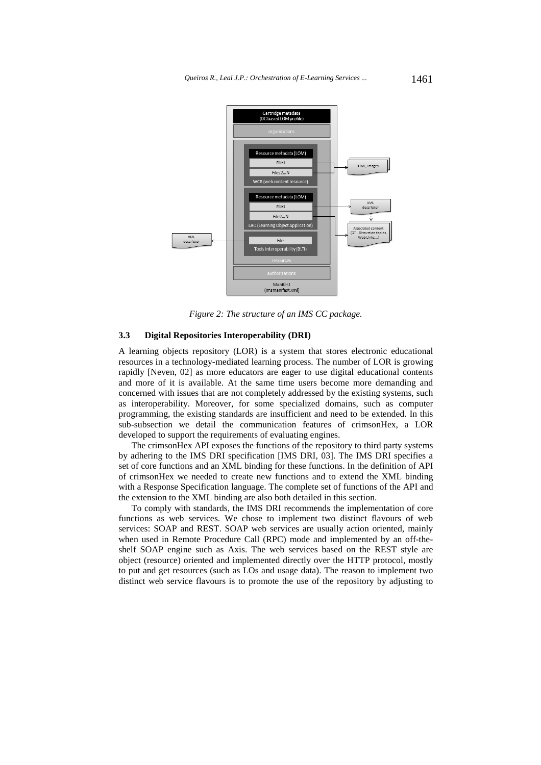*Figure 2: The structure of an IMS CC package.*

### 3.3 Digital Repositories Interoperability (DRI)

A learning objects repository (LOR) is a system that stores electronic educational resources in a technology-mediated learning process. The number of LOR is growing rapidly [Neven, 02] as more educators are eager to use digital educational contents and more of it is available. At the same time users become more demanding and concerned with issues that are not completely addressed by the existing systems, such as interoperability. Moreover, for some specialized domains, such as computer programming, the existing standards are insufficient and need to be extended. In this sub-subsection we detail the communication features of crimsonHex, a LOR developed to support the requirements of evaluating engines.

The crimsonHex API exposes the functions of the repository to third party systems by adhering to the IMS DRI specification [IMS DRI, 03]. The IMS DRI specifies a set of core functions and an XML binding for these functions. In the definition of API of crimsonHex we needed to create new functions and to extend the XML binding with a Response Specification language. The complete set of functions of the API and the extension to the XML binding are also both detailed in this section.

To comply with standards, the IMS DRI recommends the implementation of core functions as web services. We chose to implement two distinct flavours of web services: SOAP and REST. SOAP web services are usually action oriented, mainly when used in Remote Procedure Call (RPC) mode and implemented by an off-the-shelf SOAP engine such as Axis. The web services based on the REST style are object (resource) oriented and implemented directly over the HTTP protocol, mostly to put and get resources (such as LOs and usage data). The reason to implement two distinct web service flavours is to promote the use of the repository by adjusting to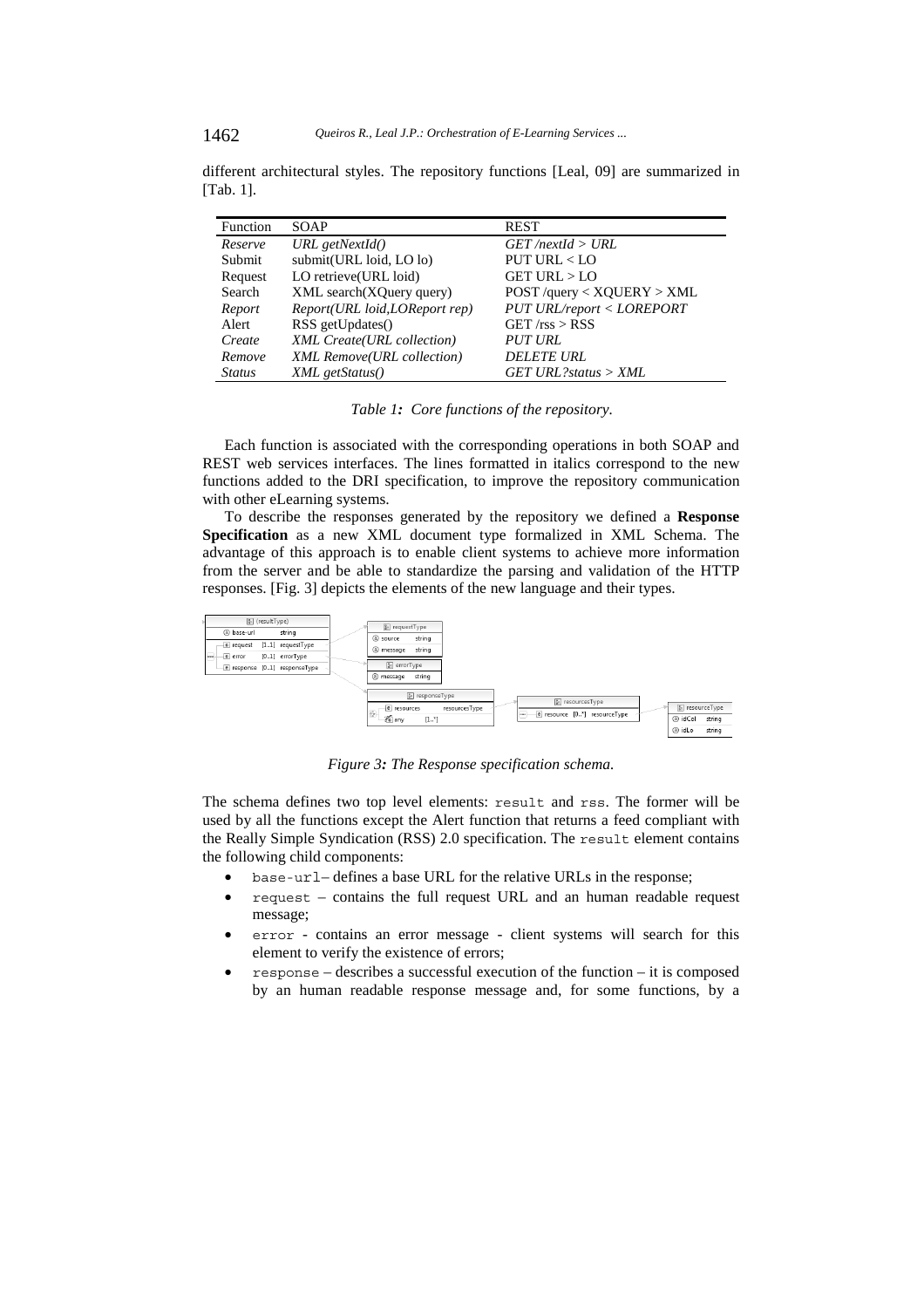different architectural styles. The repository functions [Leal, 09] are summarized in [Tab. 1].

| Function | SOAP | REST |
|---|---|---|
| *Reserve* | *URL getNextId()* | *GET /nextId > URL* |
| Submit | submit(URL loid, LO lo) | PUT URL < LO |
| Request | LO retrieve(URL loid) | GET URL > LO |
| Search | XML search(XQuery query) | POST /query < XQUERY > XML |
| *Report* | *Report(URL loid,LOReport rep)* | *PUT URL/report < LOREPORT* |
| Alert | RSS getUpdates() | GET /rss > RSS |
| *Create* | *XML Create(URL collection)* | *PUT URL* |
| *Remove* | *XML Remove(URL collection)* | *DELETE URL* |
| *Status* | *XML getStatus()* | *GET URL?status > XML* |

*Table 1: Core functions of the repository.*

Each function is associated with the corresponding operations in both SOAP and REST web services interfaces. The lines formatted in italics correspond to the new functions added to the DRI specification, to improve the repository communication with other eLearning systems.

To describe the responses generated by the repository we defined a **Response Specification** as a new XML document type formalized in XML Schema. The advantage of this approach is to enable client systems to achieve more information from the server and be able to standardize the parsing and validation of the HTTP responses. [Fig. 3] depicts the elements of the new language and their types.

*Figure 3: The Response specification schema.*

The schema defines two top level elements: `result` and `rss`. The former will be used by all the functions except the Alert function that returns a feed compliant with the Really Simple Syndication (RSS) 2.0 specification. The `result` element contains the following child components:

- `base-url`– defines a base URL for the relative URLs in the response;
- `request` – contains the full request URL and an human readable request message;
- `error` - contains an error message - client systems will search for this element to verify the existence of errors;
- `response` – describes a successful execution of the function – it is composed by an human readable response message and, for some functions, by a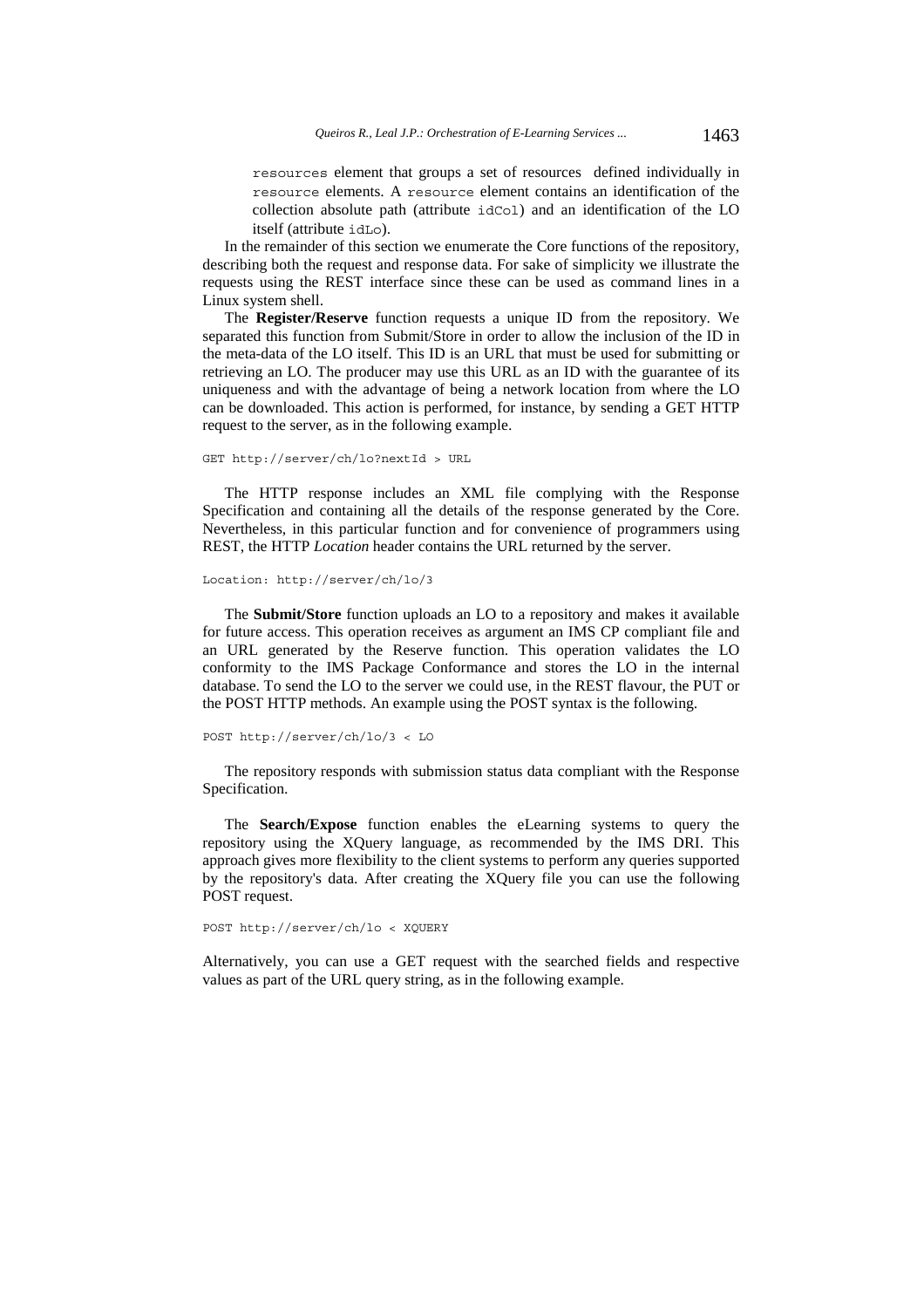resources element that groups a set of resources defined individually in resource elements. A resource element contains an identification of the collection absolute path (attribute idCol) and an identification of the LO itself (attribute idLo).

In the remainder of this section we enumerate the Core functions of the repository, describing both the request and response data. For sake of simplicity we illustrate the requests using the REST interface since these can be used as command lines in a Linux system shell.

The **Register/Reserve** function requests a unique ID from the repository. We separated this function from Submit/Store in order to allow the inclusion of the ID in the meta-data of the LO itself. This ID is an URL that must be used for submitting or retrieving an LO. The producer may use this URL as an ID with the guarantee of its uniqueness and with the advantage of being a network location from where the LO can be downloaded. This action is performed, for instance, by sending a GET HTTP request to the server, as in the following example.

```
GET http://server/ch/lo?nextId > URL
```

The HTTP response includes an XML file complying with the Response Specification and containing all the details of the response generated by the Core. Nevertheless, in this particular function and for convenience of programmers using REST, the HTTP *Location* header contains the URL returned by the server.

```
Location: http://server/ch/lo/3
```

The **Submit/Store** function uploads an LO to a repository and makes it available for future access. This operation receives as argument an IMS CP compliant file and an URL generated by the Reserve function. This operation validates the LO conformity to the IMS Package Conformance and stores the LO in the internal database. To send the LO to the server we could use, in the REST flavour, the PUT or the POST HTTP methods. An example using the POST syntax is the following.

```
POST http://server/ch/lo/3 < LO
```

The repository responds with submission status data compliant with the Response Specification.

The **Search/Expose** function enables the eLearning systems to query the repository using the XQuery language, as recommended by the IMS DRI. This approach gives more flexibility to the client systems to perform any queries supported by the repository's data. After creating the XQuery file you can use the following POST request.

```
POST http://server/ch/lo < XQUERY
```

Alternatively, you can use a GET request with the searched fields and respective values as part of the URL query string, as in the following example.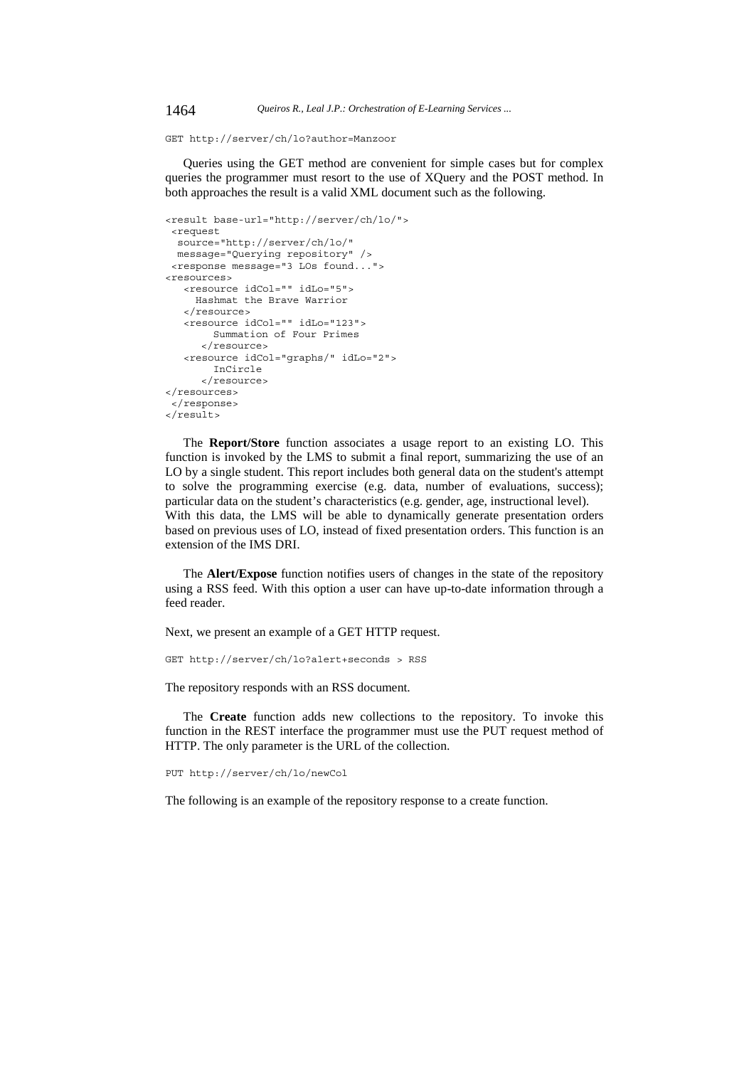```
GET http://server/ch/lo?author=Manzoor
```

Queries using the GET method are convenient for simple cases but for complex queries the programmer must resort to the use of XQuery and the POST method. In both approaches the result is a valid XML document such as the following.

```
<result base-url="http://server/ch/lo/">
 <request
  source="http://server/ch/lo/"
  message="Querying repository" />
 <response message="3 LOs found...">
<resources>
   <resource idCol="" idLo="5">
     Hashmat the Brave Warrior
   </resource>
   <resource idCol="" idLo="123">
        Summation of Four Primes
      </resource>
   <resource idCol="graphs/" idLo="2">
        InCircle
      </resource>
</resources>
 </response>
</result>
```

The **Report/Store** function associates a usage report to an existing LO. This function is invoked by the LMS to submit a final report, summarizing the use of an LO by a single student. This report includes both general data on the student's attempt to solve the programming exercise (e.g. data, number of evaluations, success); particular data on the student's characteristics (e.g. gender, age, instructional level). With this data, the LMS will be able to dynamically generate presentation orders based on previous uses of LO, instead of fixed presentation orders. This function is an extension of the IMS DRI.

The **Alert/Expose** function notifies users of changes in the state of the repository using a RSS feed. With this option a user can have up-to-date information through a feed reader.

Next, we present an example of a GET HTTP request.

```
GET http://server/ch/lo?alert+seconds > RSS
```

The repository responds with an RSS document.

The **Create** function adds new collections to the repository. To invoke this function in the REST interface the programmer must use the PUT request method of HTTP. The only parameter is the URL of the collection.

```
PUT http://server/ch/lo/newCol
```

The following is an example of the repository response to a create function.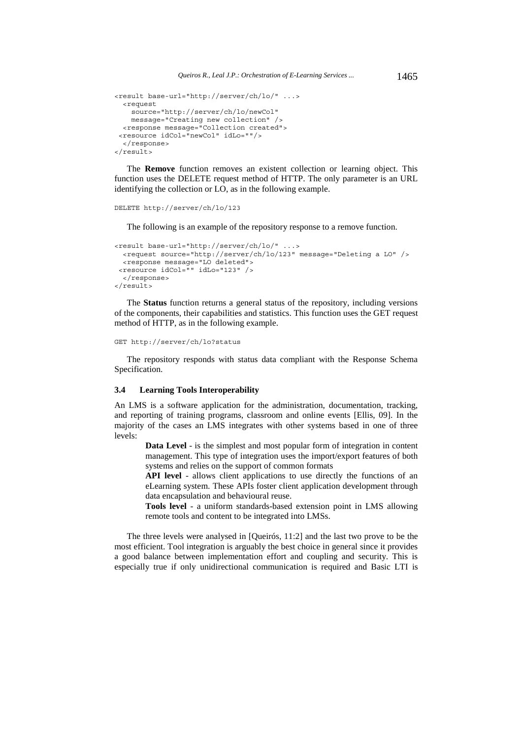```
<result base-url="http://server/ch/lo/" ...>
  <request
    source="http://server/ch/lo/newCol"
    message="Creating new collection" />
  <response message="Collection created">
 <resource idCol="newCol" idLo=""/>
  </response>
</result>
```

The **Remove** function removes an existent collection or learning object. This function uses the DELETE request method of HTTP. The only parameter is an URL identifying the collection or LO, as in the following example.

```
DELETE http://server/ch/lo/123
```

The following is an example of the repository response to a remove function.

```
<result base-url="http://server/ch/lo/" ...>
  <request source="http://server/ch/lo/123" message="Deleting a LO" />
  <response message="LO deleted">
 <resource idCol="" idLo="123" />
  </response>
</result>
```

The **Status** function returns a general status of the repository, including versions of the components, their capabilities and statistics. This function uses the GET request method of HTTP, as in the following example.

```
GET http://server/ch/lo?status
```

The repository responds with status data compliant with the Response Schema Specification.

### 3.4 Learning Tools Interoperability

An LMS is a software application for the administration, documentation, tracking, and reporting of training programs, classroom and online events [Ellis, 09]. In the majority of the cases an LMS integrates with other systems based in one of three levels:

- **Data Level** - is the simplest and most popular form of integration in content management. This type of integration uses the import/export features of both systems and relies on the support of common formats
- **API level** - allows client applications to use directly the functions of an eLearning system. These APIs foster client application development through data encapsulation and behavioural reuse.
- **Tools level** - a uniform standards-based extension point in LMS allowing remote tools and content to be integrated into LMSs.

The three levels were analysed in [Queirós, 11:2] and the last two prove to be the most efficient. Tool integration is arguably the best choice in general since it provides a good balance between implementation effort and coupling and security. This is especially true if only unidirectional communication is required and Basic LTI is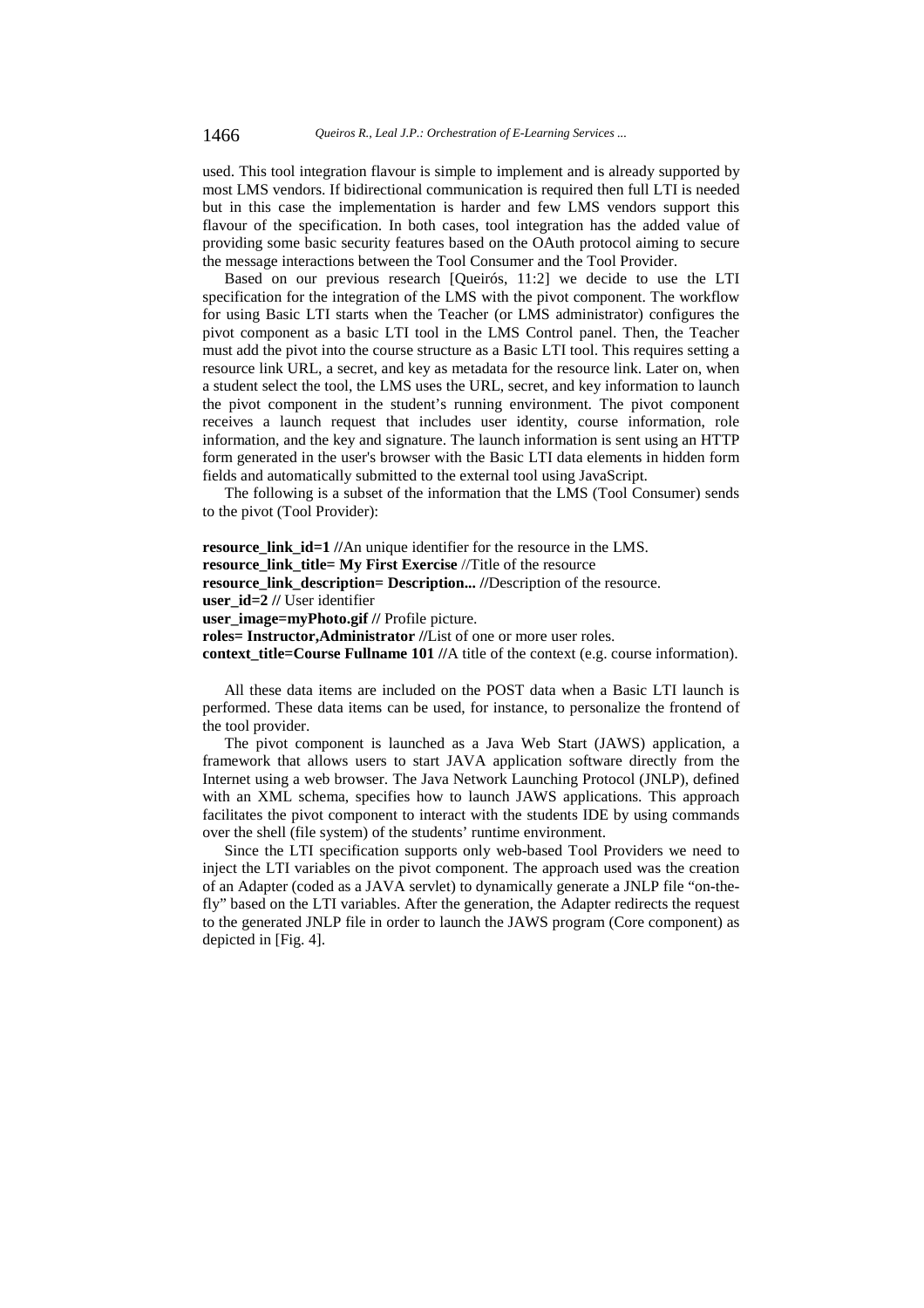used. This tool integration flavour is simple to implement and is already supported by most LMS vendors. If bidirectional communication is required then full LTI is needed but in this case the implementation is harder and few LMS vendors support this flavour of the specification. In both cases, tool integration has the added value of providing some basic security features based on the OAuth protocol aiming to secure the message interactions between the Tool Consumer and the Tool Provider.

Based on our previous research [Queirós, 11:2] we decide to use the LTI specification for the integration of the LMS with the pivot component. The workflow for using Basic LTI starts when the Teacher (or LMS administrator) configures the pivot component as a basic LTI tool in the LMS Control panel. Then, the Teacher must add the pivot into the course structure as a Basic LTI tool. This requires setting a resource link URL, a secret, and key as metadata for the resource link. Later on, when a student select the tool, the LMS uses the URL, secret, and key information to launch the pivot component in the student's running environment. The pivot component receives a launch request that includes user identity, course information, role information, and the key and signature. The launch information is sent using an HTTP form generated in the user's browser with the Basic LTI data elements in hidden form fields and automatically submitted to the external tool using JavaScript.

The following is a subset of the information that the LMS (Tool Consumer) sends to the pivot (Tool Provider):

**resource_link_id=1 //**An unique identifier for the resource in the LMS.
**resource_link_title= My First Exercise** //Title of the resource
**resource_link_description= Description... //**Description of the resource.
**user_id=2 //** User identifier
**user_image=myPhoto.gif //** Profile picture.
**roles= Instructor,Administrator //**List of one or more user roles.
**context_title=Course Fullname 101 //**A title of the context (e.g. course information).

All these data items are included on the POST data when a Basic LTI launch is performed. These data items can be used, for instance, to personalize the frontend of the tool provider.

The pivot component is launched as a Java Web Start (JAWS) application, a framework that allows users to start JAVA application software directly from the Internet using a web browser. The Java Network Launching Protocol (JNLP), defined with an XML schema, specifies how to launch JAWS applications. This approach facilitates the pivot component to interact with the students IDE by using commands over the shell (file system) of the students' runtime environment.

Since the LTI specification supports only web-based Tool Providers we need to inject the LTI variables on the pivot component. The approach used was the creation of an Adapter (coded as a JAVA servlet) to dynamically generate a JNLP file "on-the-fly" based on the LTI variables. After the generation, the Adapter redirects the request to the generated JNLP file in order to launch the JAWS program (Core component) as depicted in [Fig. 4].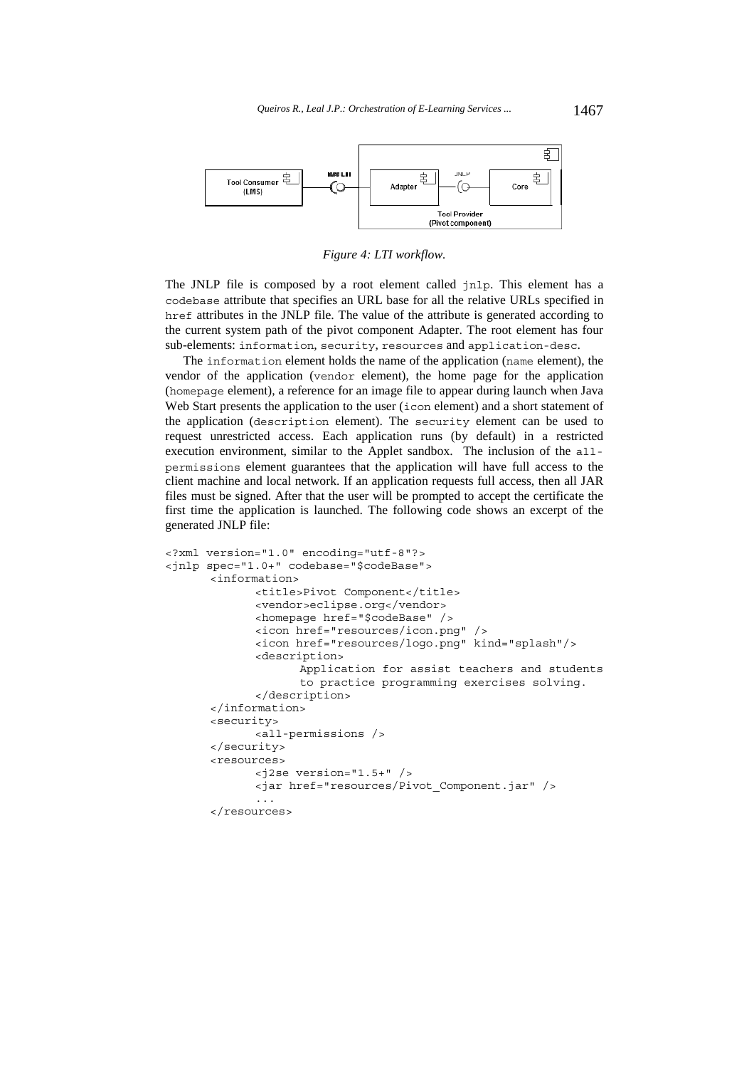*Figure 4: LTI workflow.*

The JNLP file is composed by a root element called `jnlp`. This element has a `codebase` attribute that specifies an URL base for all the relative URLs specified in `href` attributes in the JNLP file. The value of the attribute is generated according to the current system path of the pivot component Adapter. The root element has four sub-elements: `information`, `security`, `resources` and `application-desc`.

The `information` element holds the name of the application (`name` element), the vendor of the application (`vendor` element), the home page for the application (`homepage` element), a reference for an image file to appear during launch when Java Web Start presents the application to the user (`icon` element) and a short statement of the application (`description` element). The `security` element can be used to request unrestricted access. Each application runs (by default) in a restricted execution environment, similar to the Applet sandbox. The inclusion of the `all-permissions` element guarantees that the application will have full access to the client machine and local network. If an application requests full access, then all JAR files must be signed. After that the user will be prompted to accept the certificate the first time the application is launched. The following code shows an excerpt of the generated JNLP file:

```
<?xml version="1.0" encoding="utf-8"?>
<jnlp spec="1.0+" codebase="$codeBase">
      <information>
            <title>Pivot Component</title>
            <vendor>eclipse.org</vendor>
            <homepage href="$codeBase" />
            <icon href="resources/icon.png" />
            <icon href="resources/logo.png" kind="splash"/>
            <description>
                  Application for assist teachers and students
                  to practice programming exercises solving.
            </description>
      </information>
      <security>
            <all-permissions />
      </security>
      <resources>
            <j2se version="1.5+" />
            <jar href="resources/Pivot_Component.jar" />
            ...
      </resources>
```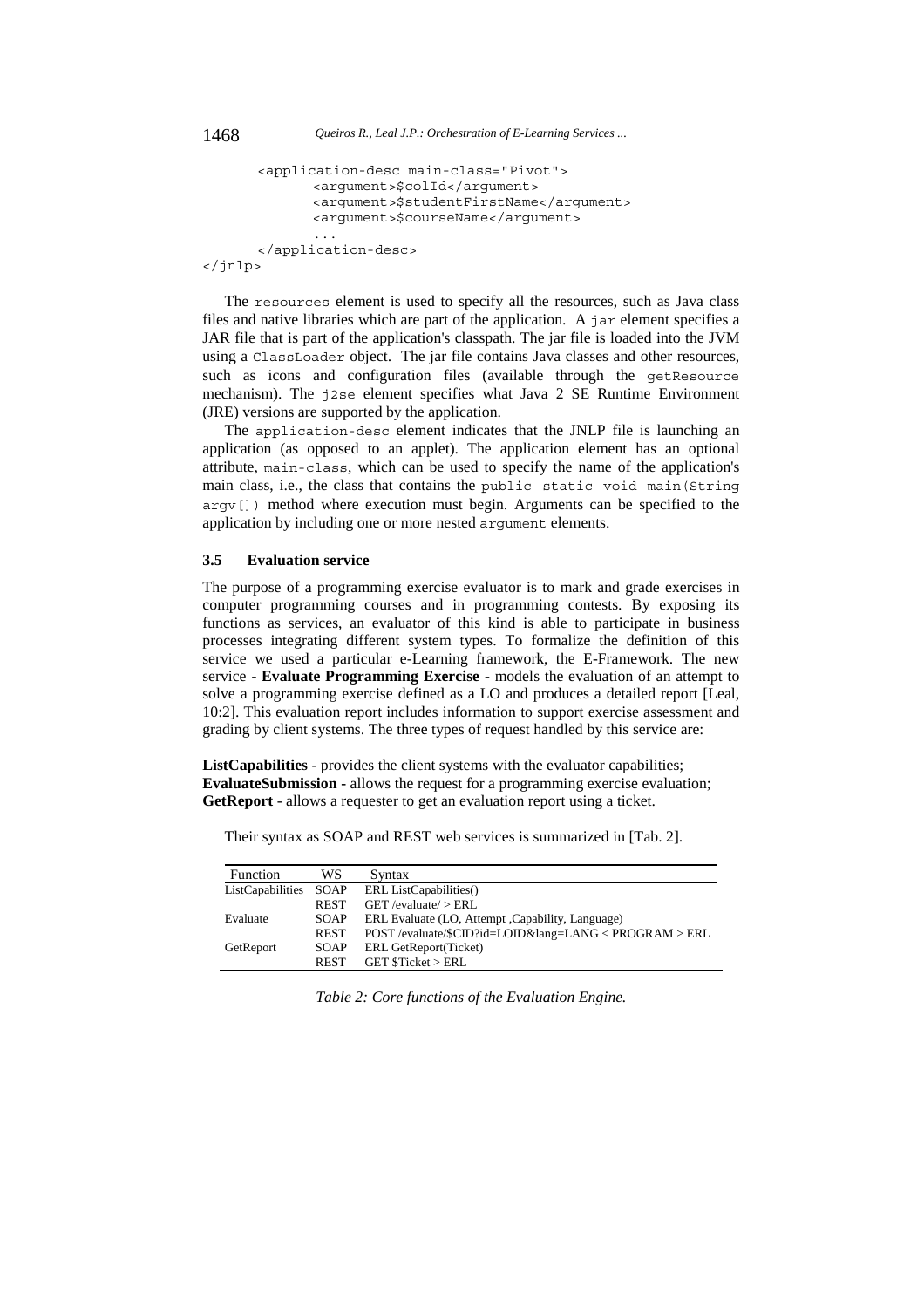```
    <application-desc main-class="Pivot">
        <argument>$colId</argument>
        <argument>$studentFirstName</argument>
        <argument>$courseName</argument>
        ...
    </application-desc>
</jnlp>
```

The `resources` element is used to specify all the resources, such as Java class files and native libraries which are part of the application. A `jar` element specifies a JAR file that is part of the application's classpath. The jar file is loaded into the JVM using a `ClassLoader` object. The jar file contains Java classes and other resources, such as icons and configuration files (available through the `getResource` mechanism). The `j2se` element specifies what Java 2 SE Runtime Environment (JRE) versions are supported by the application.

The `application-desc` element indicates that the JNLP file is launching an application (as opposed to an applet). The application element has an optional attribute, `main-class`, which can be used to specify the name of the application's main class, i.e., the class that contains the `public static void main(String argv[])` method where execution must begin. Arguments can be specified to the application by including one or more nested `argument` elements.

### 3.5 Evaluation service

The purpose of a programming exercise evaluator is to mark and grade exercises in computer programming courses and in programming contests. By exposing its functions as services, an evaluator of this kind is able to participate in business processes integrating different system types. To formalize the definition of this service we used a particular e-Learning framework, the E-Framework. The new service - **Evaluate Programming Exercise** - models the evaluation of an attempt to solve a programming exercise defined as a LO and produces a detailed report [Leal, 10:2]. This evaluation report includes information to support exercise assessment and grading by client systems. The three types of request handled by this service are:

**ListCapabilities** - provides the client systems with the evaluator capabilities;
**EvaluateSubmission** - allows the request for a programming exercise evaluation;
**GetReport** - allows a requester to get an evaluation report using a ticket.

Their syntax as SOAP and REST web services is summarized in [Tab. 2].

| Function | WS | Syntax |
|---|---|---|
| ListCapabilities | SOAP | ERL ListCapabilities() |
| | REST | GET /evaluate/ > ERL |
| Evaluate | SOAP | ERL Evaluate (LO, Attempt ,Capability, Language) |
| | REST | POST /evaluate/$CID?id=LOID&lang=LANG < PROGRAM > ERL |
| GetReport | SOAP | ERL GetReport(Ticket) |
| | REST | GET $Ticket > ERL |

*Table 2: Core functions of the Evaluation Engine.*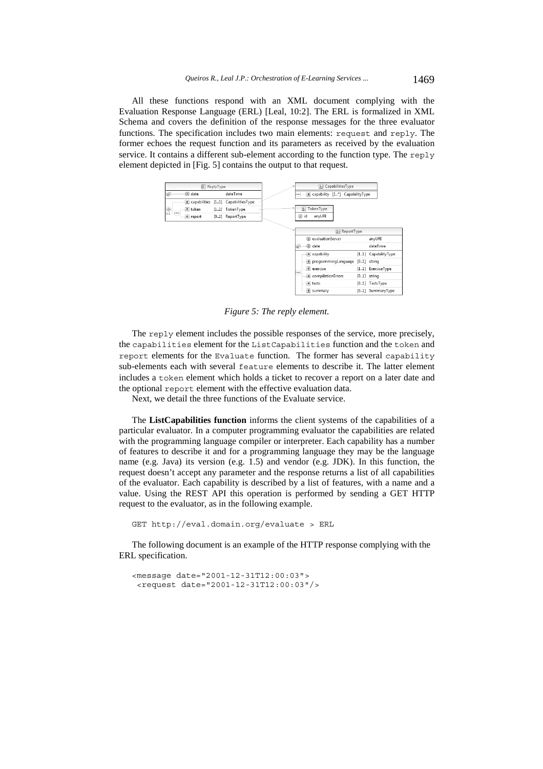All these functions respond with an XML document complying with the Evaluation Response Language (ERL) [Leal, 10:2]. The ERL is formalized in XML Schema and covers the definition of the response messages for the three evaluator functions. The specification includes two main elements: `request` and `reply`. The former echoes the request function and its parameters as received by the evaluation service. It contains a different sub-element according to the function type. The `reply` element depicted in [Fig. 5] contains the output to that request.

*Figure 5: The reply element.*

The `reply` element includes the possible responses of the service, more precisely, the `capabilities` element for the `ListCapabilities` function and the `token` and `report` elements for the `Evaluate` function. The former has several `capability` sub-elements each with several `feature` elements to describe it. The latter element includes a `token` element which holds a ticket to recover a report on a later date and the optional `report` element with the effective evaluation data.

Next, we detail the three functions of the Evaluate service.

The **ListCapabilities function** informs the client systems of the capabilities of a particular evaluator. In a computer programming evaluator the capabilities are related with the programming language compiler or interpreter. Each capability has a number of features to describe it and for a programming language they may be the language name (e.g. Java) its version (e.g. 1.5) and vendor (e.g. JDK). In this function, the request doesn't accept any parameter and the response returns a list of all capabilities of the evaluator. Each capability is described by a list of features, with a name and a value. Using the REST API this operation is performed by sending a GET HTTP request to the evaluator, as in the following example.

```
GET http://eval.domain.org/evaluate > ERL
```

The following document is an example of the HTTP response complying with the ERL specification.

```
<message date="2001-12-31T12:00:03">
 <request date="2001-12-31T12:00:03"/>
```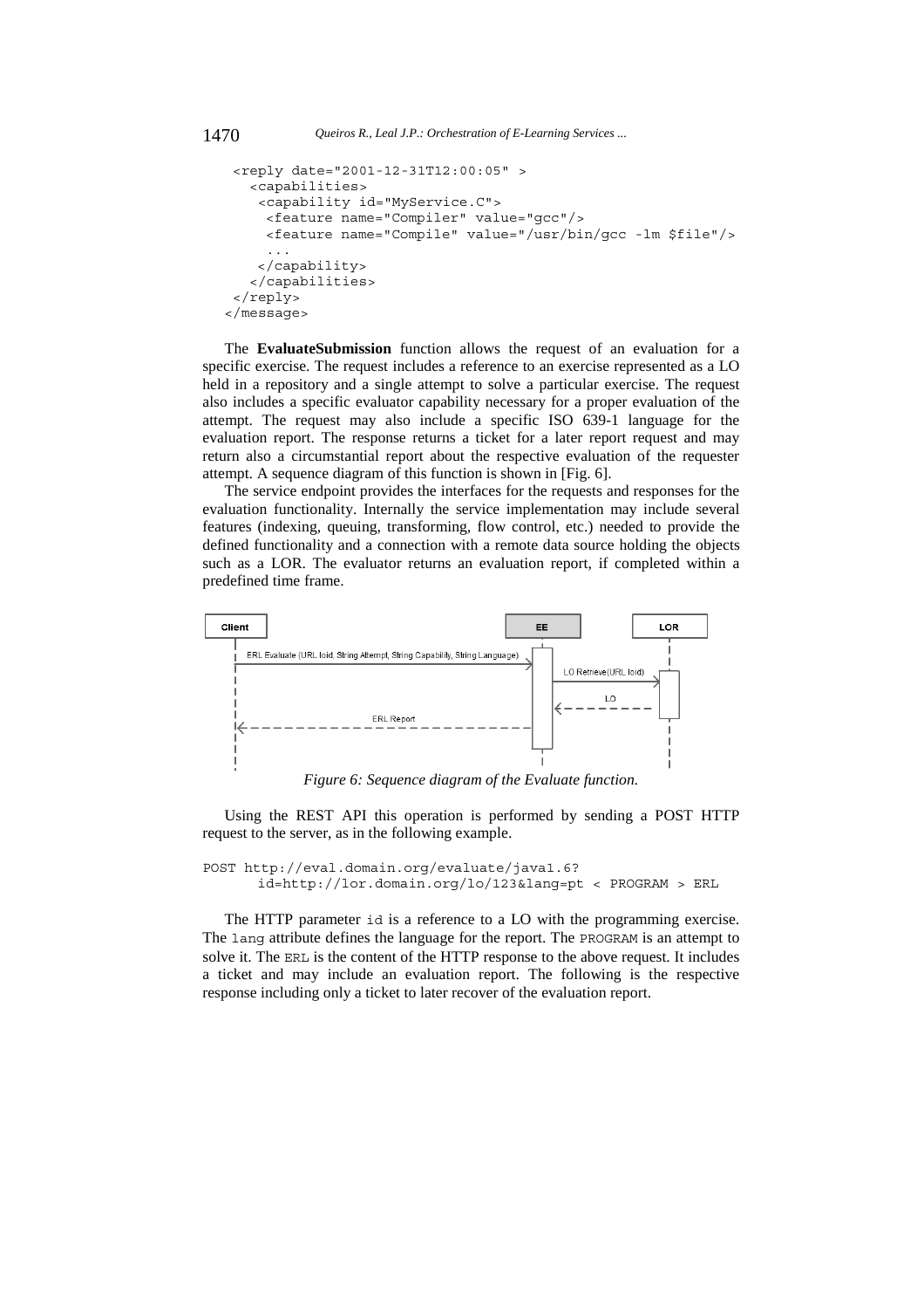```
  <reply date="2001-12-31T12:00:05" >
    <capabilities>
     <capability id="MyService.C">
      <feature name="Compiler" value="gcc"/>
      <feature name="Compile" value="/usr/bin/gcc -lm $file"/>
      ...
     </capability>
    </capabilities>
  </reply>
</message>
```

The **EvaluateSubmission** function allows the request of an evaluation for a specific exercise. The request includes a reference to an exercise represented as a LO held in a repository and a single attempt to solve a particular exercise. The request also includes a specific evaluator capability necessary for a proper evaluation of the attempt. The request may also include a specific ISO 639-1 language for the evaluation report. The response returns a ticket for a later report request and may return also a circumstantial report about the respective evaluation of the requester attempt. A sequence diagram of this function is shown in [Fig. 6].

The service endpoint provides the interfaces for the requests and responses for the evaluation functionality. Internally the service implementation may include several features (indexing, queuing, transforming, flow control, etc.) needed to provide the defined functionality and a connection with a remote data source holding the objects such as a LOR. The evaluator returns an evaluation report, if completed within a predefined time frame.

Client | EE | LOR

ERL Evaluate (URL loid, String Attempt, String Capability, String Language)

LO Retrieve(URL loid)

LO

ERL Report

*Figure 6: Sequence diagram of the Evaluate function.*

Using the REST API this operation is performed by sending a POST HTTP request to the server, as in the following example.

```
POST http://eval.domain.org/evaluate/java1.6?
      id=http://lor.domain.org/lo/123&lang=pt < PROGRAM > ERL
```

The HTTP parameter `id` is a reference to a LO with the programming exercise. The `lang` attribute defines the language for the report. The `PROGRAM` is an attempt to solve it. The `ERL` is the content of the HTTP response to the above request. It includes a ticket and may include an evaluation report. The following is the respective response including only a ticket to later recover of the evaluation report.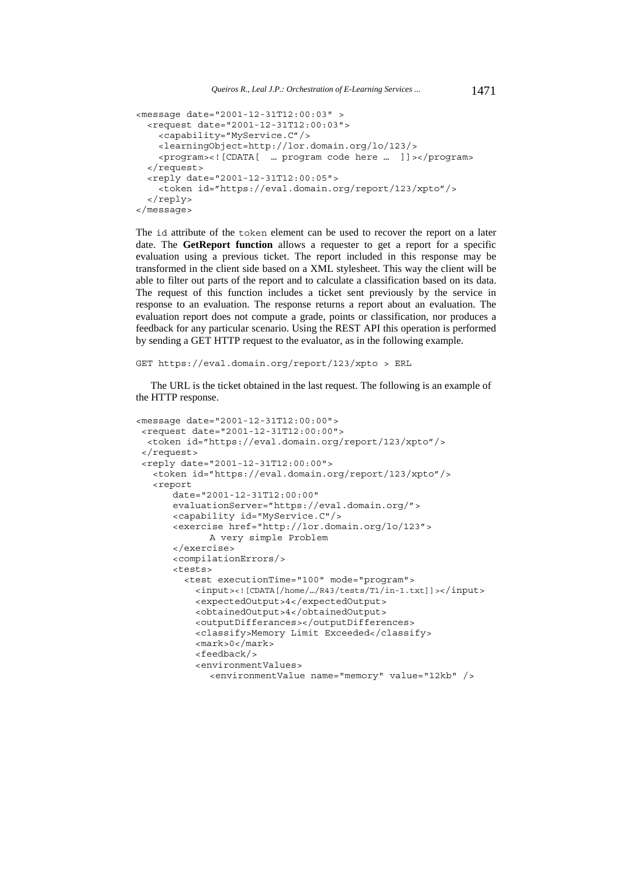```
<message date="2001-12-31T12:00:03" >
  <request date="2001-12-31T12:00:03">
    <capability="MyService.C"/>
    <learningObject=http://lor.domain.org/lo/123/>
    <program><![CDATA[  … program code here …  ]]></program>
  </request>
  <reply date="2001-12-31T12:00:05">
    <token id="https://eval.domain.org/report/123/xpto"/>
  </reply>
</message>
```

The id attribute of the token element can be used to recover the report on a later date. The **GetReport function** allows a requester to get a report for a specific evaluation using a previous ticket. The report included in this response may be transformed in the client side based on a XML stylesheet. This way the client will be able to filter out parts of the report and to calculate a classification based on its data. The request of this function includes a ticket sent previously by the service in response to an evaluation. The response returns a report about an evaluation. The evaluation report does not compute a grade, points or classification, nor produces a feedback for any particular scenario. Using the REST API this operation is performed by sending a GET HTTP request to the evaluator, as in the following example.

```
GET https://eval.domain.org/report/123/xpto > ERL
```

The URL is the ticket obtained in the last request. The following is an example of the HTTP response.

```
<message date="2001-12-31T12:00:00">
 <request date="2001-12-31T12:00:00">
  <token id="https://eval.domain.org/report/123/xpto"/>
 </request>
 <reply date="2001-12-31T12:00:00">
   <token id="https://eval.domain.org/report/123/xpto"/>
   <report
       date="2001-12-31T12:00:00"
       evaluationServer="https://eval.domain.org/">
       <capability id="MyService.C"/>
       <exercise href="http://lor.domain.org/lo/123">
              A very simple Problem
       </exercise>
       <compilationErrors/>
       <tests>
         <test executionTime="100" mode="program">
           <input><![CDATA[/home/…/R43/tests/T1/in-1.txt]]></input>
           <expectedOutput>4</expectedOutput>
           <obtainedOutput>4</obtainedOutput>
           <outputDifferances></outputDifferences>
           <classify>Memory Limit Exceeded</classify>
           <mark>0</mark>
           <feedback/>
           <environmentValues>
              <environmentValue name="memory" value="12kb" />
```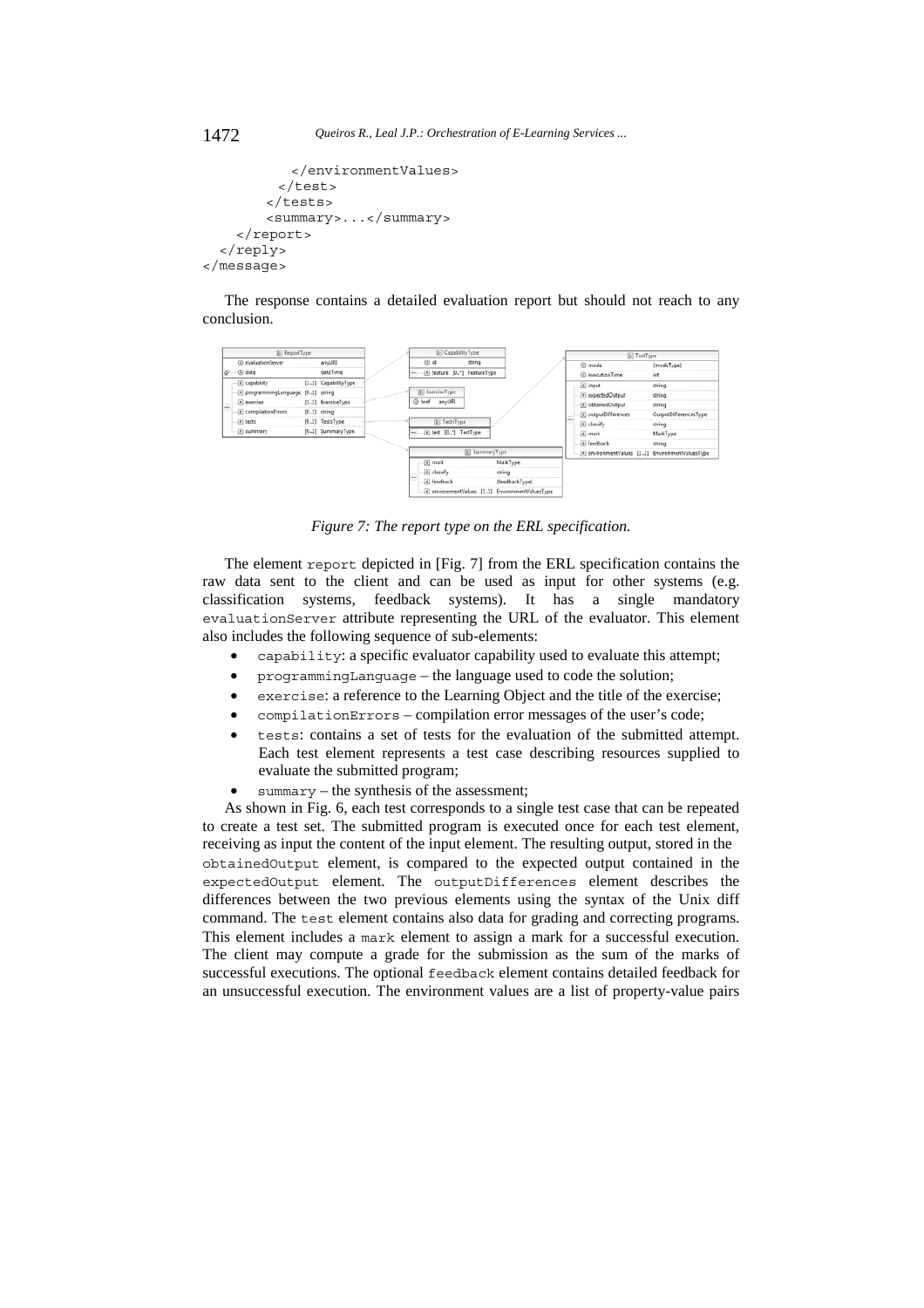```
          </environmentValues>
        </test>
      </tests>
      <summary>...</summary>
    </report>
  </reply>
</message>
```

The response contains a detailed evaluation report but should not reach to any conclusion.

*Figure 7: The report type on the ERL specification.*

The element `report` depicted in [Fig. 7] from the ERL specification contains the raw data sent to the client and can be used as input for other systems (e.g. classification systems, feedback systems). It has a single mandatory `evaluationServer` attribute representing the URL of the evaluator. This element also includes the following sequence of sub-elements:

- `capability`: a specific evaluator capability used to evaluate this attempt;
- `programmingLanguage` – the language used to code the solution;
- `exercise`: a reference to the Learning Object and the title of the exercise;
- `compilationErrors` – compilation error messages of the user's code;
- `tests`: contains a set of tests for the evaluation of the submitted attempt. Each test element represents a test case describing resources supplied to evaluate the submitted program;
- `summary` – the synthesis of the assessment;

As shown in Fig. 6, each test corresponds to a single test case that can be repeated to create a test set. The submitted program is executed once for each test element, receiving as input the content of the input element. The resulting output, stored in the `obtainedOutput` element, is compared to the expected output contained in the `expectedOutput` element. The `outputDifferences` element describes the differences between the two previous elements using the syntax of the Unix diff command. The `test` element contains also data for grading and correcting programs. This element includes a `mark` element to assign a mark for a successful execution. The client may compute a grade for the submission as the sum of the marks of successful executions. The optional `feedback` element contains detailed feedback for an unsuccessful execution. The environment values are a list of property-value pairs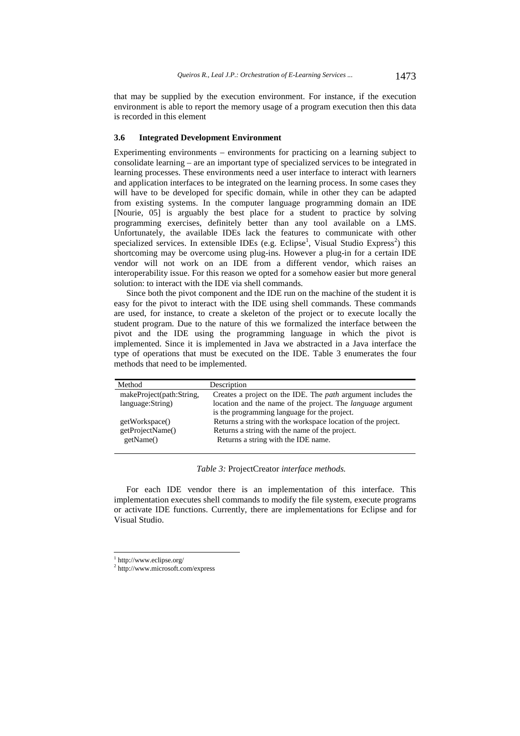that may be supplied by the execution environment. For instance, if the execution environment is able to report the memory usage of a program execution then this data is recorded in this element

### 3.6 Integrated Development Environment

Experimenting environments – environments for practicing on a learning subject to consolidate learning – are an important type of specialized services to be integrated in learning processes. These environments need a user interface to interact with learners and application interfaces to be integrated on the learning process. In some cases they will have to be developed for specific domain, while in other they can be adapted from existing systems. In the computer language programming domain an IDE [Nourie, 05] is arguably the best place for a student to practice by solving programming exercises, definitely better than any tool available on a LMS. Unfortunately, the available IDEs lack the features to communicate with other specialized services. In extensible IDEs (e.g. Eclipse[1], Visual Studio Express[2]) this shortcoming may be overcome using plug-ins. However a plug-in for a certain IDE vendor will not work on an IDE from a different vendor, which raises an interoperability issue. For this reason we opted for a somehow easier but more general solution: to interact with the IDE via shell commands.

Since both the pivot component and the IDE run on the machine of the student it is easy for the pivot to interact with the IDE using shell commands. These commands are used, for instance, to create a skeleton of the project or to execute locally the student program. Due to the nature of this we formalized the interface between the pivot and the IDE using the programming language in which the pivot is implemented. Since it is implemented in Java we abstracted in a Java interface the type of operations that must be executed on the IDE. Table 3 enumerates the four methods that need to be implemented.

| Method | Description |
|---|---|
| makeProject(path:String, language:String) | Creates a project on the IDE. The *path* argument includes the location and the name of the project. The *language* argument is the programming language for the project. |
| getWorkspace() | Returns a string with the workspace location of the project. |
| getProjectName() | Returns a string with the name of the project. |
| getName() | Returns a string with the IDE name. |

*Table 3:* ProjectCreator *interface methods.*

For each IDE vendor there is an implementation of this interface. This implementation executes shell commands to modify the file system, execute programs or activate IDE functions. Currently, there are implementations for Eclipse and for Visual Studio.

[1] http://www.eclipse.org/
[2] http://www.microsoft.com/express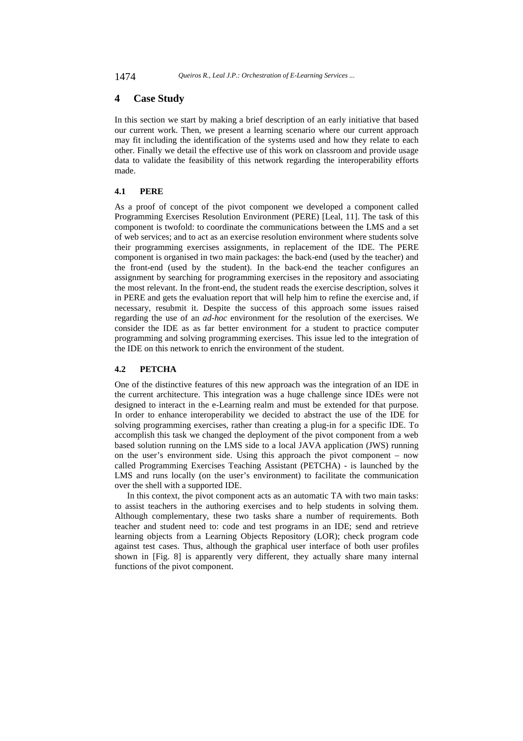# 4 Case Study

In this section we start by making a brief description of an early initiative that based our current work. Then, we present a learning scenario where our current approach may fit including the identification of the systems used and how they relate to each other. Finally we detail the effective use of this work on classroom and provide usage data to validate the feasibility of this network regarding the interoperability efforts made.

## 4.1 PERE

As a proof of concept of the pivot component we developed a component called Programming Exercises Resolution Environment (PERE) [Leal, 11]. The task of this component is twofold: to coordinate the communications between the LMS and a set of web services; and to act as an exercise resolution environment where students solve their programming exercises assignments, in replacement of the IDE. The PERE component is organised in two main packages: the back-end (used by the teacher) and the front-end (used by the student). In the back-end the teacher configures an assignment by searching for programming exercises in the repository and associating the most relevant. In the front-end, the student reads the exercise description, solves it in PERE and gets the evaluation report that will help him to refine the exercise and, if necessary, resubmit it. Despite the success of this approach some issues raised regarding the use of an *ad-hoc* environment for the resolution of the exercises. We consider the IDE as as far better environment for a student to practice computer programming and solving programming exercises. This issue led to the integration of the IDE on this network to enrich the environment of the student.

## 4.2 PETCHA

One of the distinctive features of this new approach was the integration of an IDE in the current architecture. This integration was a huge challenge since IDEs were not designed to interact in the e-Learning realm and must be extended for that purpose. In order to enhance interoperability we decided to abstract the use of the IDE for solving programming exercises, rather than creating a plug-in for a specific IDE. To accomplish this task we changed the deployment of the pivot component from a web based solution running on the LMS side to a local JAVA application (JWS) running on the user's environment side. Using this approach the pivot component – now called Programming Exercises Teaching Assistant (PETCHA) - is launched by the LMS and runs locally (on the user's environment) to facilitate the communication over the shell with a supported IDE.

In this context, the pivot component acts as an automatic TA with two main tasks: to assist teachers in the authoring exercises and to help students in solving them. Although complementary, these two tasks share a number of requirements. Both teacher and student need to: code and test programs in an IDE; send and retrieve learning objects from a Learning Objects Repository (LOR); check program code against test cases. Thus, although the graphical user interface of both user profiles shown in [Fig. 8] is apparently very different, they actually share many internal functions of the pivot component.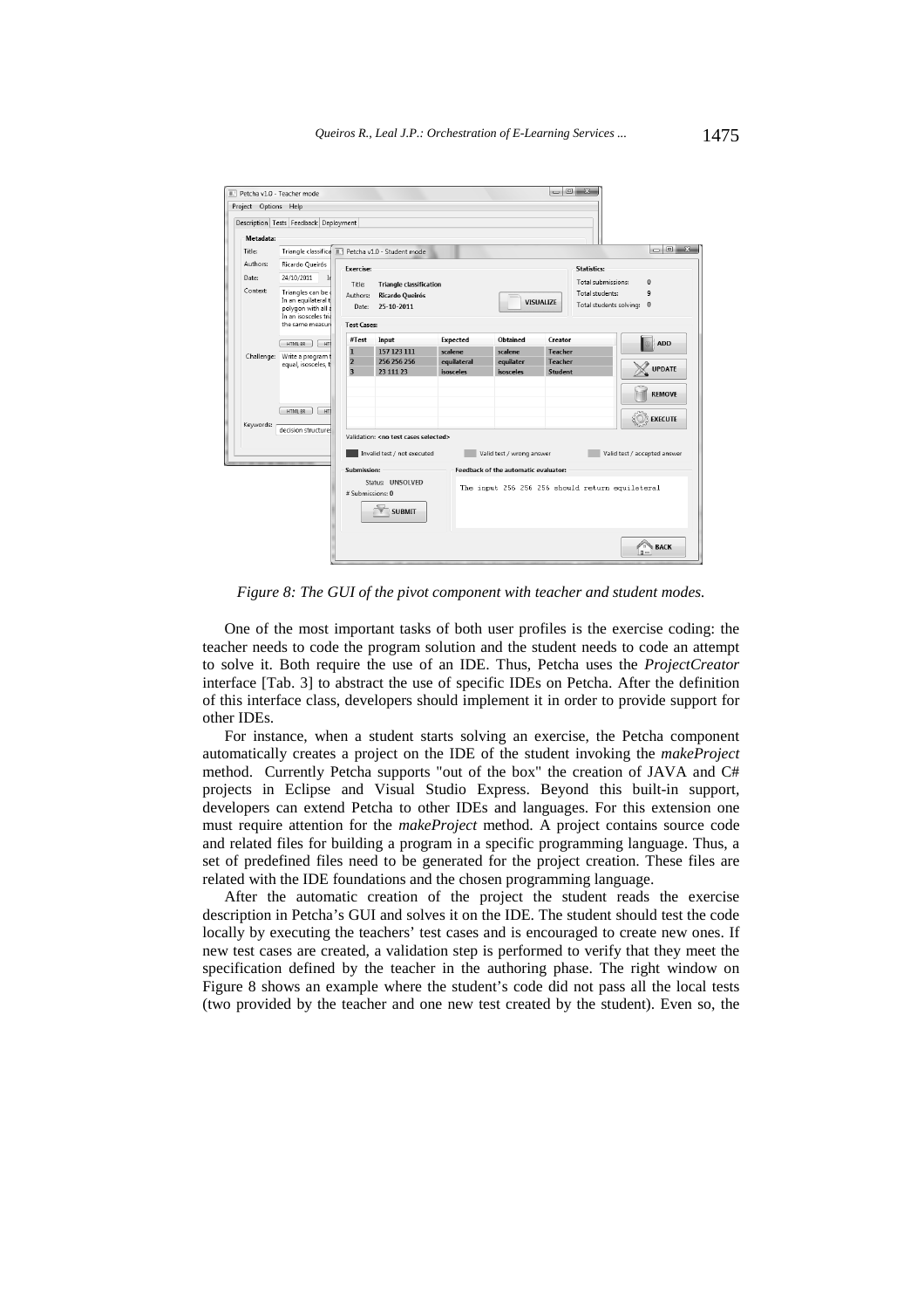*Figure 8: The GUI of the pivot component with teacher and student modes.*

One of the most important tasks of both user profiles is the exercise coding: the teacher needs to code the program solution and the student needs to code an attempt to solve it. Both require the use of an IDE. Thus, Petcha uses the *ProjectCreator* interface [Tab. 3] to abstract the use of specific IDEs on Petcha. After the definition of this interface class, developers should implement it in order to provide support for other IDEs.

For instance, when a student starts solving an exercise, the Petcha component automatically creates a project on the IDE of the student invoking the *makeProject* method. Currently Petcha supports "out of the box" the creation of JAVA and C# projects in Eclipse and Visual Studio Express. Beyond this built-in support, developers can extend Petcha to other IDEs and languages. For this extension one must require attention for the *makeProject* method. A project contains source code and related files for building a program in a specific programming language. Thus, a set of predefined files need to be generated for the project creation. These files are related with the IDE foundations and the chosen programming language.

After the automatic creation of the project the student reads the exercise description in Petcha's GUI and solves it on the IDE. The student should test the code locally by executing the teachers' test cases and is encouraged to create new ones. If new test cases are created, a validation step is performed to verify that they meet the specification defined by the teacher in the authoring phase. The right window on Figure 8 shows an example where the student's code did not pass all the local tests (two provided by the teacher and one new test created by the student). Even so, the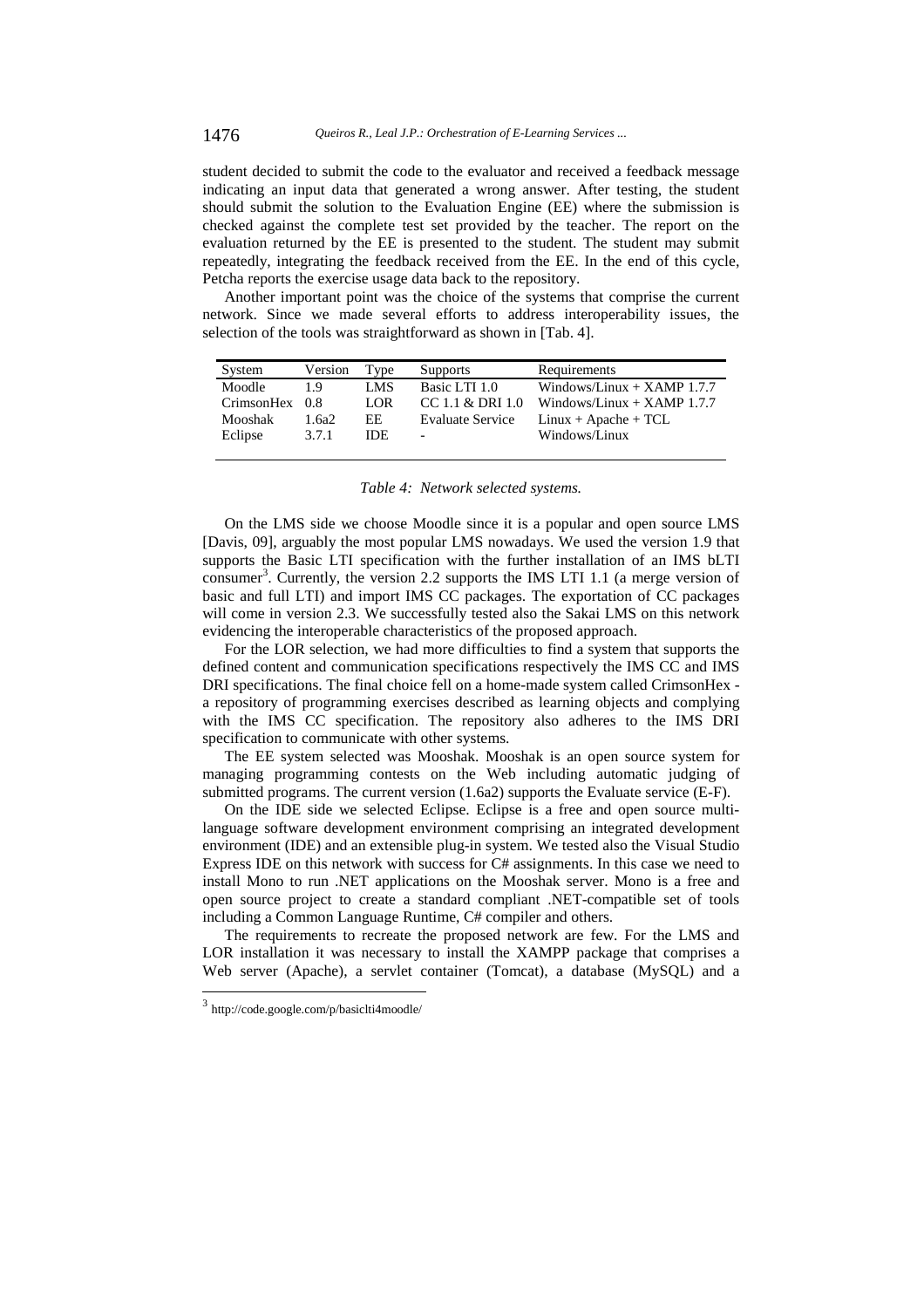student decided to submit the code to the evaluator and received a feedback message indicating an input data that generated a wrong answer. After testing, the student should submit the solution to the Evaluation Engine (EE) where the submission is checked against the complete test set provided by the teacher. The report on the evaluation returned by the EE is presented to the student. The student may submit repeatedly, integrating the feedback received from the EE. In the end of this cycle, Petcha reports the exercise usage data back to the repository.

Another important point was the choice of the systems that comprise the current network. Since we made several efforts to address interoperability issues, the selection of the tools was straightforward as shown in [Tab. 4].

| System | Version | Type | Supports | Requirements |
|---|---|---|---|---|
| Moodle | 1.9 | LMS | Basic LTI 1.0 | Windows/Linux + XAMP 1.7.7 |
| CrimsonHex | 0.8 | LOR | CC 1.1 & DRI 1.0 | Windows/Linux + XAMP 1.7.7 |
| Mooshak | 1.6a2 | EE | Evaluate Service | Linux + Apache + TCL |
| Eclipse | 3.7.1 | IDE | - | Windows/Linux |

*Table 4: Network selected systems.*

On the LMS side we choose Moodle since it is a popular and open source LMS [Davis, 09], arguably the most popular LMS nowadays. We used the version 1.9 that supports the Basic LTI specification with the further installation of an IMS bLTI consumer[3]. Currently, the version 2.2 supports the IMS LTI 1.1 (a merge version of basic and full LTI) and import IMS CC packages. The exportation of CC packages will come in version 2.3. We successfully tested also the Sakai LMS on this network evidencing the interoperable characteristics of the proposed approach.

For the LOR selection, we had more difficulties to find a system that supports the defined content and communication specifications respectively the IMS CC and IMS DRI specifications. The final choice fell on a home-made system called CrimsonHex - a repository of programming exercises described as learning objects and complying with the IMS CC specification. The repository also adheres to the IMS DRI specification to communicate with other systems.

The EE system selected was Mooshak. Mooshak is an open source system for managing programming contests on the Web including automatic judging of submitted programs. The current version (1.6a2) supports the Evaluate service (E-F).

On the IDE side we selected Eclipse. Eclipse is a free and open source multi-language software development environment comprising an integrated development environment (IDE) and an extensible plug-in system. We tested also the Visual Studio Express IDE on this network with success for C# assignments. In this case we need to install Mono to run .NET applications on the Mooshak server. Mono is a free and open source project to create a standard compliant .NET-compatible set of tools including a Common Language Runtime, C# compiler and others.

The requirements to recreate the proposed network are few. For the LMS and LOR installation it was necessary to install the XAMPP package that comprises a Web server (Apache), a servlet container (Tomcat), a database (MySQL) and a

[3] http://code.google.com/p/basiclti4moodle/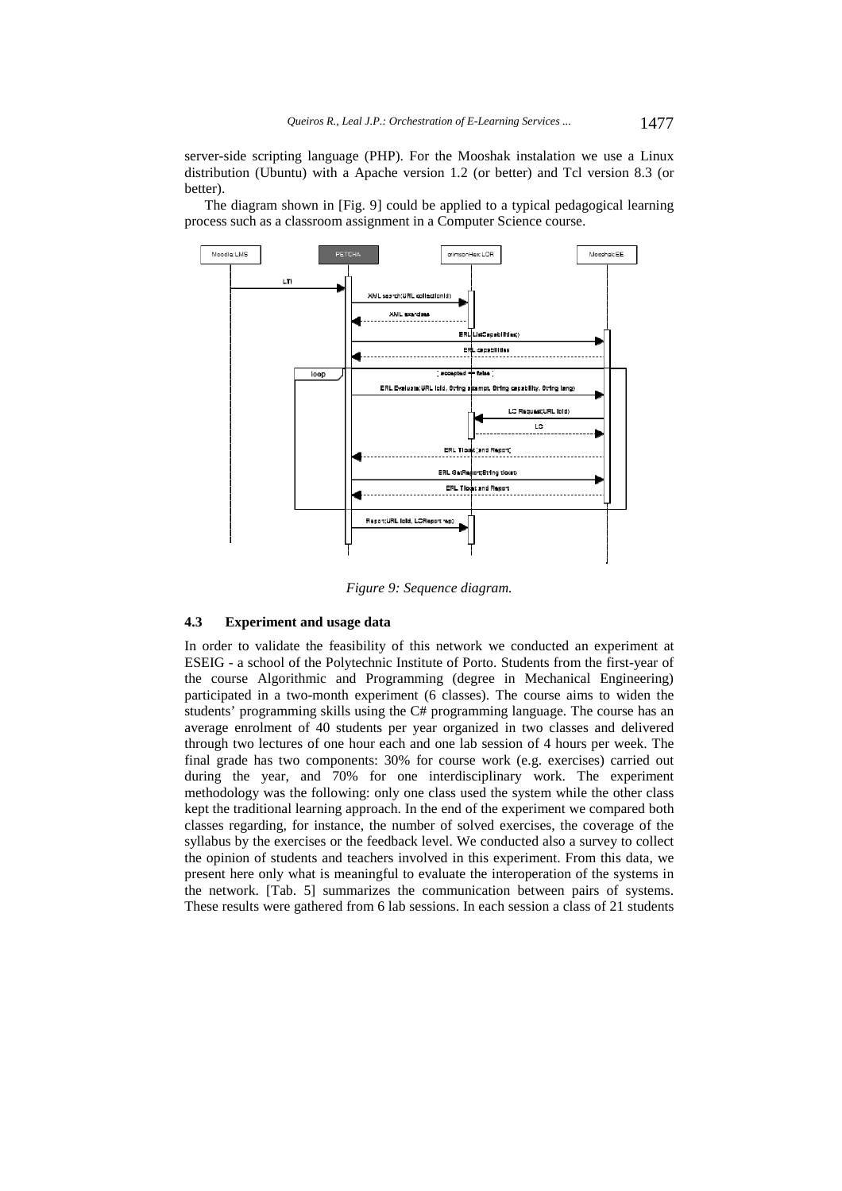server-side scripting language (PHP). For the Mooshak instalation we use a Linux distribution (Ubuntu) with a Apache version 1.2 (or better) and Tcl version 8.3 (or better).

The diagram shown in [Fig. 9] could be applied to a typical pedagogical learning process such as a classroom assignment in a Computer Science course.

*Figure 9: Sequence diagram.*

### 4.3 Experiment and usage data

In order to validate the feasibility of this network we conducted an experiment at ESEIG - a school of the Polytechnic Institute of Porto. Students from the first-year of the course Algorithmic and Programming (degree in Mechanical Engineering) participated in a two-month experiment (6 classes). The course aims to widen the students' programming skills using the C# programming language. The course has an average enrolment of 40 students per year organized in two classes and delivered through two lectures of one hour each and one lab session of 4 hours per week. The final grade has two components: 30% for course work (e.g. exercises) carried out during the year, and 70% for one interdisciplinary work. The experiment methodology was the following: only one class used the system while the other class kept the traditional learning approach. In the end of the experiment we compared both classes regarding, for instance, the number of solved exercises, the coverage of the syllabus by the exercises or the feedback level. We conducted also a survey to collect the opinion of students and teachers involved in this experiment. From this data, we present here only what is meaningful to evaluate the interoperation of the systems in the network. [Tab. 5] summarizes the communication between pairs of systems. These results were gathered from 6 lab sessions. In each session a class of 21 students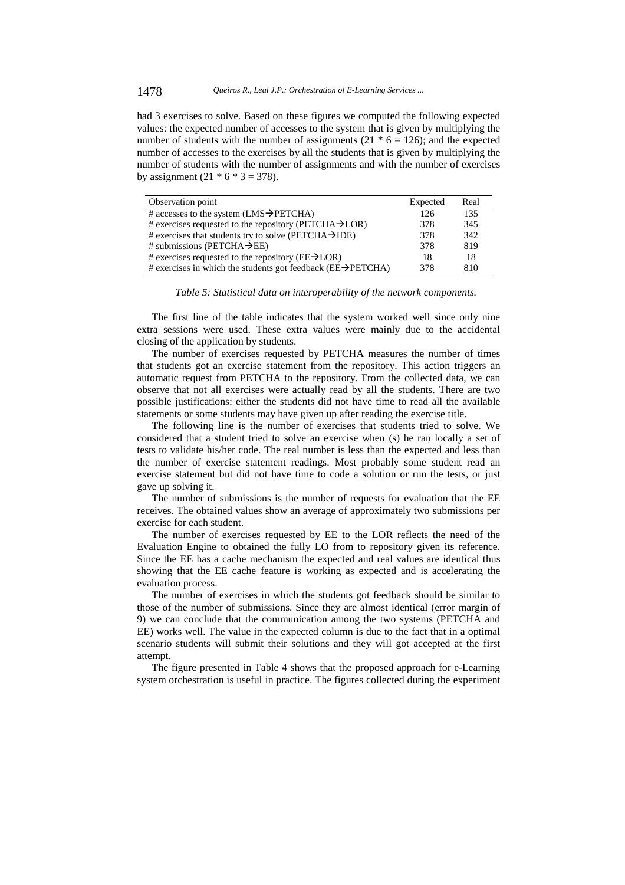had 3 exercises to solve. Based on these figures we computed the following expected values: the expected number of accesses to the system that is given by multiplying the number of students with the number of assignments ($21 * 6 = 126$); and the expected number of accesses to the exercises by all the students that is given by multiplying the number of students with the number of assignments and with the number of exercises by assignment ($21 * 6 * 3 = 378$).

| Observation point | Expected | Real |
|---|---|---|
| # accesses to the system (LMS→PETCHA) | 126 | 135 |
| # exercises requested to the repository (PETCHA→LOR) | 378 | 345 |
| # exercises that students try to solve (PETCHA→IDE) | 378 | 342 |
| # submissions (PETCHA→EE) | 378 | 819 |
| # exercises requested to the repository (EE→LOR) | 18 | 18 |
| # exercises in which the students got feedback (EE→PETCHA) | 378 | 810 |

*Table 5: Statistical data on interoperability of the network components.*

The first line of the table indicates that the system worked well since only nine extra sessions were used. These extra values were mainly due to the accidental closing of the application by students.

The number of exercises requested by PETCHA measures the number of times that students got an exercise statement from the repository. This action triggers an automatic request from PETCHA to the repository. From the collected data, we can observe that not all exercises were actually read by all the students. There are two possible justifications: either the students did not have time to read all the available statements or some students may have given up after reading the exercise title.

The following line is the number of exercises that students tried to solve. We considered that a student tried to solve an exercise when (s) he ran locally a set of tests to validate his/her code. The real number is less than the expected and less than the number of exercise statement readings. Most probably some student read an exercise statement but did not have time to code a solution or run the tests, or just gave up solving it.

The number of submissions is the number of requests for evaluation that the EE receives. The obtained values show an average of approximately two submissions per exercise for each student.

The number of exercises requested by EE to the LOR reflects the need of the Evaluation Engine to obtained the fully LO from to repository given its reference. Since the EE has a cache mechanism the expected and real values are identical thus showing that the EE cache feature is working as expected and is accelerating the evaluation process.

The number of exercises in which the students got feedback should be similar to those of the number of submissions. Since they are almost identical (error margin of 9) we can conclude that the communication among the two systems (PETCHA and EE) works well. The value in the expected column is due to the fact that in a optimal scenario students will submit their solutions and they will got accepted at the first attempt.

The figure presented in Table 4 shows that the proposed approach for e-Learning system orchestration is useful in practice. The figures collected during the experiment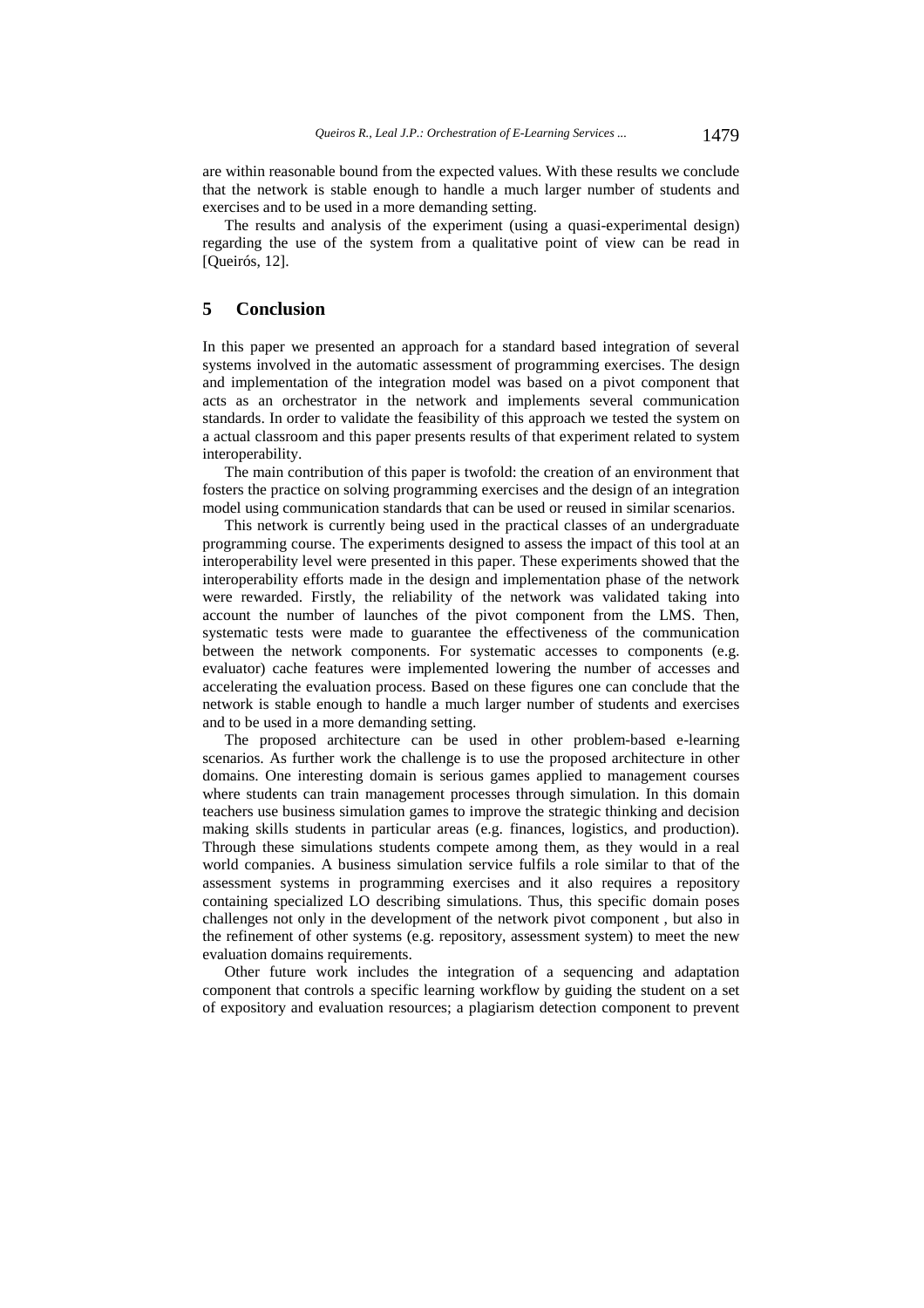are within reasonable bound from the expected values. With these results we conclude that the network is stable enough to handle a much larger number of students and exercises and to be used in a more demanding setting.

The results and analysis of the experiment (using a quasi-experimental design) regarding the use of the system from a qualitative point of view can be read in [Queirós, 12].

## 5 Conclusion

In this paper we presented an approach for a standard based integration of several systems involved in the automatic assessment of programming exercises. The design and implementation of the integration model was based on a pivot component that acts as an orchestrator in the network and implements several communication standards. In order to validate the feasibility of this approach we tested the system on a actual classroom and this paper presents results of that experiment related to system interoperability.

The main contribution of this paper is twofold: the creation of an environment that fosters the practice on solving programming exercises and the design of an integration model using communication standards that can be used or reused in similar scenarios.

This network is currently being used in the practical classes of an undergraduate programming course. The experiments designed to assess the impact of this tool at an interoperability level were presented in this paper. These experiments showed that the interoperability efforts made in the design and implementation phase of the network were rewarded. Firstly, the reliability of the network was validated taking into account the number of launches of the pivot component from the LMS. Then, systematic tests were made to guarantee the effectiveness of the communication between the network components. For systematic accesses to components (e.g. evaluator) cache features were implemented lowering the number of accesses and accelerating the evaluation process. Based on these figures one can conclude that the network is stable enough to handle a much larger number of students and exercises and to be used in a more demanding setting.

The proposed architecture can be used in other problem-based e-learning scenarios. As further work the challenge is to use the proposed architecture in other domains. One interesting domain is serious games applied to management courses where students can train management processes through simulation. In this domain teachers use business simulation games to improve the strategic thinking and decision making skills students in particular areas (e.g. finances, logistics, and production). Through these simulations students compete among them, as they would in a real world companies. A business simulation service fulfils a role similar to that of the assessment systems in programming exercises and it also requires a repository containing specialized LO describing simulations. Thus, this specific domain poses challenges not only in the development of the network pivot component , but also in the refinement of other systems (e.g. repository, assessment system) to meet the new evaluation domains requirements.

Other future work includes the integration of a sequencing and adaptation component that controls a specific learning workflow by guiding the student on a set of expository and evaluation resources; a plagiarism detection component to prevent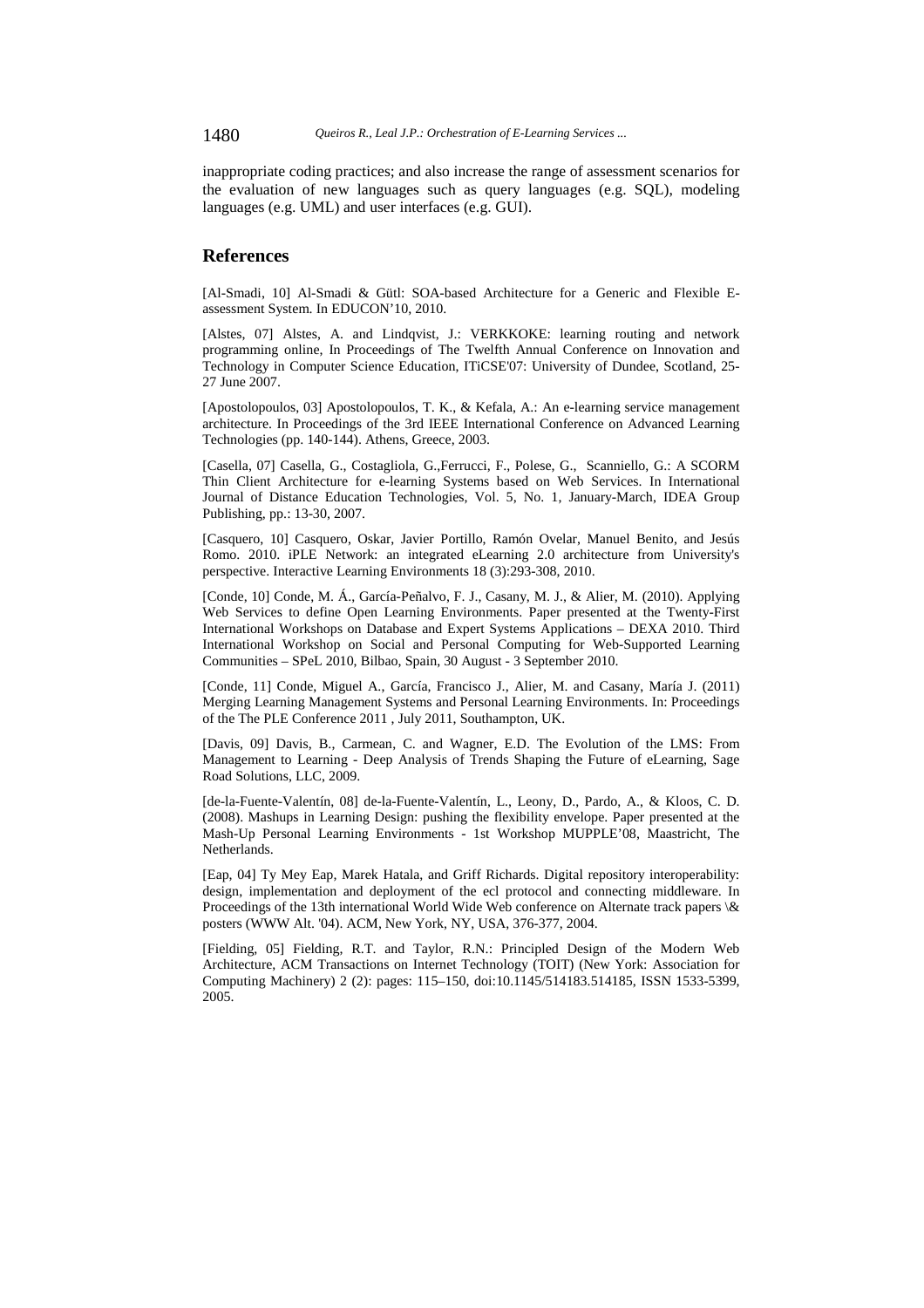inappropriate coding practices; and also increase the range of assessment scenarios for the evaluation of new languages such as query languages (e.g. SQL), modeling languages (e.g. UML) and user interfaces (e.g. GUI).

## References

[Al-Smadi, 10] Al-Smadi & Gütl: SOA-based Architecture for a Generic and Flexible E-assessment System. In EDUCON'10, 2010.

[Alstes, 07] Alstes, A. and Lindqvist, J.: VERKKOKE: learning routing and network programming online, In Proceedings of The Twelfth Annual Conference on Innovation and Technology in Computer Science Education, ITiCSE'07: University of Dundee, Scotland, 25-27 June 2007.

[Apostolopoulos, 03] Apostolopoulos, T. K., & Kefala, A.: An e-learning service management architecture. In Proceedings of the 3rd IEEE International Conference on Advanced Learning Technologies (pp. 140-144). Athens, Greece, 2003.

[Casella, 07] Casella, G., Costagliola, G.,Ferrucci, F., Polese, G., Scanniello, G.: A SCORM Thin Client Architecture for e-learning Systems based on Web Services. In International Journal of Distance Education Technologies, Vol. 5, No. 1, January-March, IDEA Group Publishing, pp.: 13-30, 2007.

[Casquero, 10] Casquero, Oskar, Javier Portillo, Ramón Ovelar, Manuel Benito, and Jesús Romo. 2010. iPLE Network: an integrated eLearning 2.0 architecture from University's perspective. Interactive Learning Environments 18 (3):293-308, 2010.

[Conde, 10] Conde, M. Á., García-Peñalvo, F. J., Casany, M. J., & Alier, M. (2010). Applying Web Services to define Open Learning Environments. Paper presented at the Twenty-First International Workshops on Database and Expert Systems Applications – DEXA 2010. Third International Workshop on Social and Personal Computing for Web-Supported Learning Communities – SPeL 2010, Bilbao, Spain, 30 August - 3 September 2010.

[Conde, 11] Conde, Miguel A., García, Francisco J., Alier, M. and Casany, María J. (2011) Merging Learning Management Systems and Personal Learning Environments. In: Proceedings of the The PLE Conference 2011 , July 2011, Southampton, UK.

[Davis, 09] Davis, B., Carmean, C. and Wagner, E.D. The Evolution of the LMS: From Management to Learning - Deep Analysis of Trends Shaping the Future of eLearning, Sage Road Solutions, LLC, 2009.

[de-la-Fuente-Valentín, 08] de-la-Fuente-Valentín, L., Leony, D., Pardo, A., & Kloos, C. D. (2008). Mashups in Learning Design: pushing the flexibility envelope. Paper presented at the Mash-Up Personal Learning Environments - 1st Workshop MUPPLE'08, Maastricht, The Netherlands.

[Eap, 04] Ty Mey Eap, Marek Hatala, and Griff Richards. Digital repository interoperability: design, implementation and deployment of the ecl protocol and connecting middleware. In Proceedings of the 13th international World Wide Web conference on Alternate track papers \& posters (WWW Alt. '04). ACM, New York, NY, USA, 376-377, 2004.

[Fielding, 05] Fielding, R.T. and Taylor, R.N.: Principled Design of the Modern Web Architecture, ACM Transactions on Internet Technology (TOIT) (New York: Association for Computing Machinery) 2 (2): pages: 115–150, doi:10.1145/514183.514185, ISSN 1533-5399, 2005.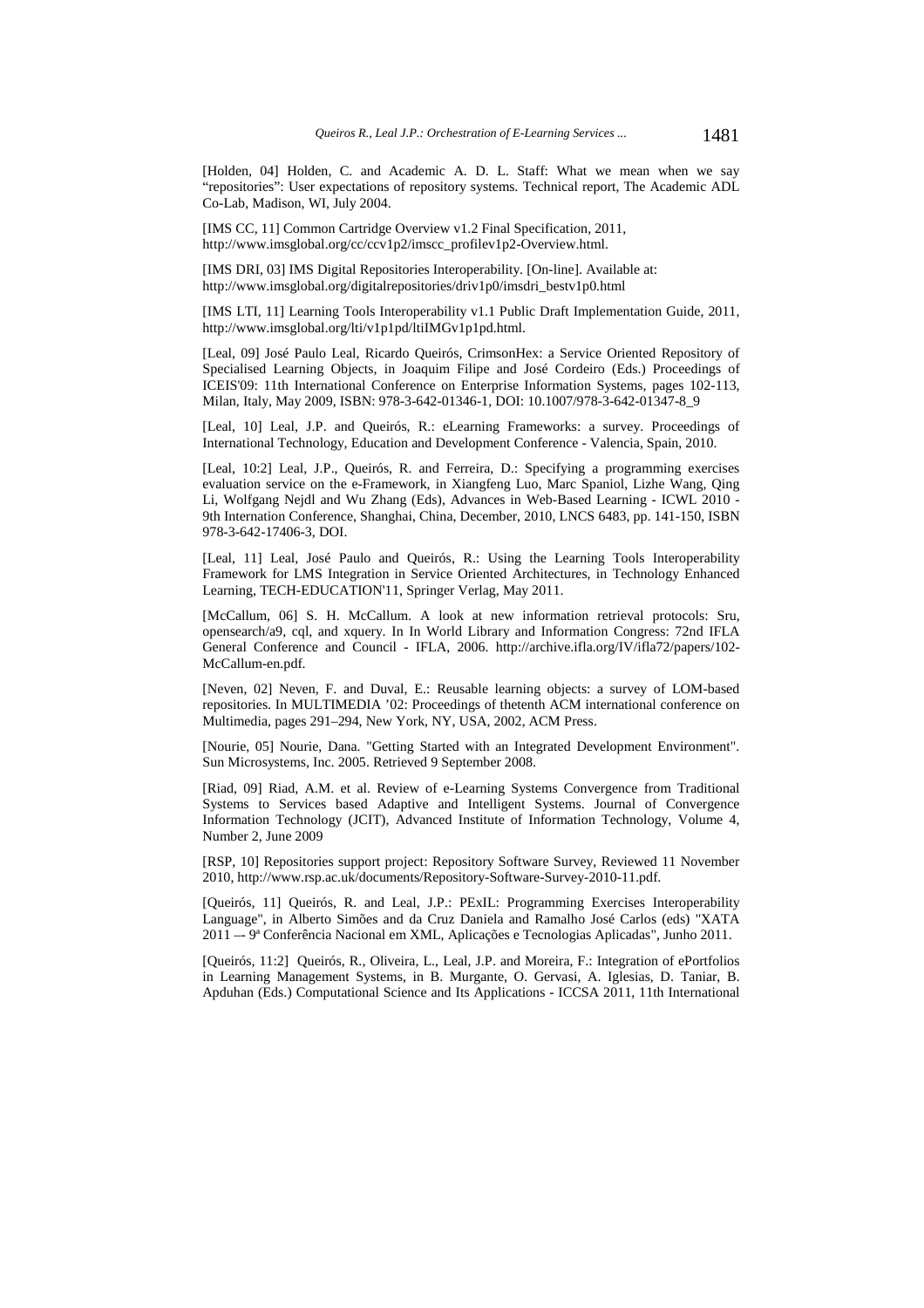[Holden, 04] Holden, C. and Academic A. D. L. Staff: What we mean when we say "repositories": User expectations of repository systems. Technical report, The Academic ADL Co-Lab, Madison, WI, July 2004.

[IMS CC, 11] Common Cartridge Overview v1.2 Final Specification, 2011, http://www.imsglobal.org/cc/ccv1p2/imscc_profilev1p2-Overview.html.

[IMS DRI, 03] IMS Digital Repositories Interoperability. [On-line]. Available at: http://www.imsglobal.org/digitalrepositories/driv1p0/imsdri_bestv1p0.html

[IMS LTI, 11] Learning Tools Interoperability v1.1 Public Draft Implementation Guide, 2011, http://www.imsglobal.org/lti/v1p1pd/ltiIMGv1p1pd.html.

[Leal, 09] José Paulo Leal, Ricardo Queirós, CrimsonHex: a Service Oriented Repository of Specialised Learning Objects, in Joaquim Filipe and José Cordeiro (Eds.) Proceedings of ICEIS'09: 11th International Conference on Enterprise Information Systems, pages 102-113, Milan, Italy, May 2009, ISBN: 978-3-642-01346-1, DOI: 10.1007/978-3-642-01347-8_9

[Leal, 10] Leal, J.P. and Queirós, R.: eLearning Frameworks: a survey. Proceedings of International Technology, Education and Development Conference - Valencia, Spain, 2010.

[Leal, 10:2] Leal, J.P., Queirós, R. and Ferreira, D.: Specifying a programming exercises evaluation service on the e-Framework, in Xiangfeng Luo, Marc Spaniol, Lizhe Wang, Qing Li, Wolfgang Nejdl and Wu Zhang (Eds), Advances in Web-Based Learning - ICWL 2010 - 9th Internation Conference, Shanghai, China, December, 2010, LNCS 6483, pp. 141-150, ISBN 978-3-642-17406-3, DOI.

[Leal, 11] Leal, José Paulo and Queirós, R.: Using the Learning Tools Interoperability Framework for LMS Integration in Service Oriented Architectures, in Technology Enhanced Learning, TECH-EDUCATION'11, Springer Verlag, May 2011.

[McCallum, 06] S. H. McCallum. A look at new information retrieval protocols: Sru, opensearch/a9, cql, and xquery. In In World Library and Information Congress: 72nd IFLA General Conference and Council - IFLA, 2006. http://archive.ifla.org/IV/ifla72/papers/102-McCallum-en.pdf.

[Neven, 02] Neven, F. and Duval, E.: Reusable learning objects: a survey of LOM-based repositories. In MULTIMEDIA '02: Proceedings of thetenth ACM international conference on Multimedia, pages 291–294, New York, NY, USA, 2002, ACM Press.

[Nourie, 05] Nourie, Dana. "Getting Started with an Integrated Development Environment". Sun Microsystems, Inc. 2005. Retrieved 9 September 2008.

[Riad, 09] Riad, A.M. et al. Review of e-Learning Systems Convergence from Traditional Systems to Services based Adaptive and Intelligent Systems. Journal of Convergence Information Technology (JCIT), Advanced Institute of Information Technology, Volume 4, Number 2, June 2009

[RSP, 10] Repositories support project: Repository Software Survey, Reviewed 11 November 2010, http://www.rsp.ac.uk/documents/Repository-Software-Survey-2010-11.pdf.

[Queirós, 11] Queirós, R. and Leal, J.P.: PExIL: Programming Exercises Interoperability Language", in Alberto Simões and da Cruz Daniela and Ramalho José Carlos (eds) "XATA 2011 –- 9ª Conferência Nacional em XML, Aplicações e Tecnologias Aplicadas", Junho 2011.

[Queirós, 11:2] Queirós, R., Oliveira, L., Leal, J.P. and Moreira, F.: Integration of ePortfolios in Learning Management Systems, in B. Murgante, O. Gervasi, A. Iglesias, D. Taniar, B. Apduhan (Eds.) Computational Science and Its Applications - ICCSA 2011, 11th International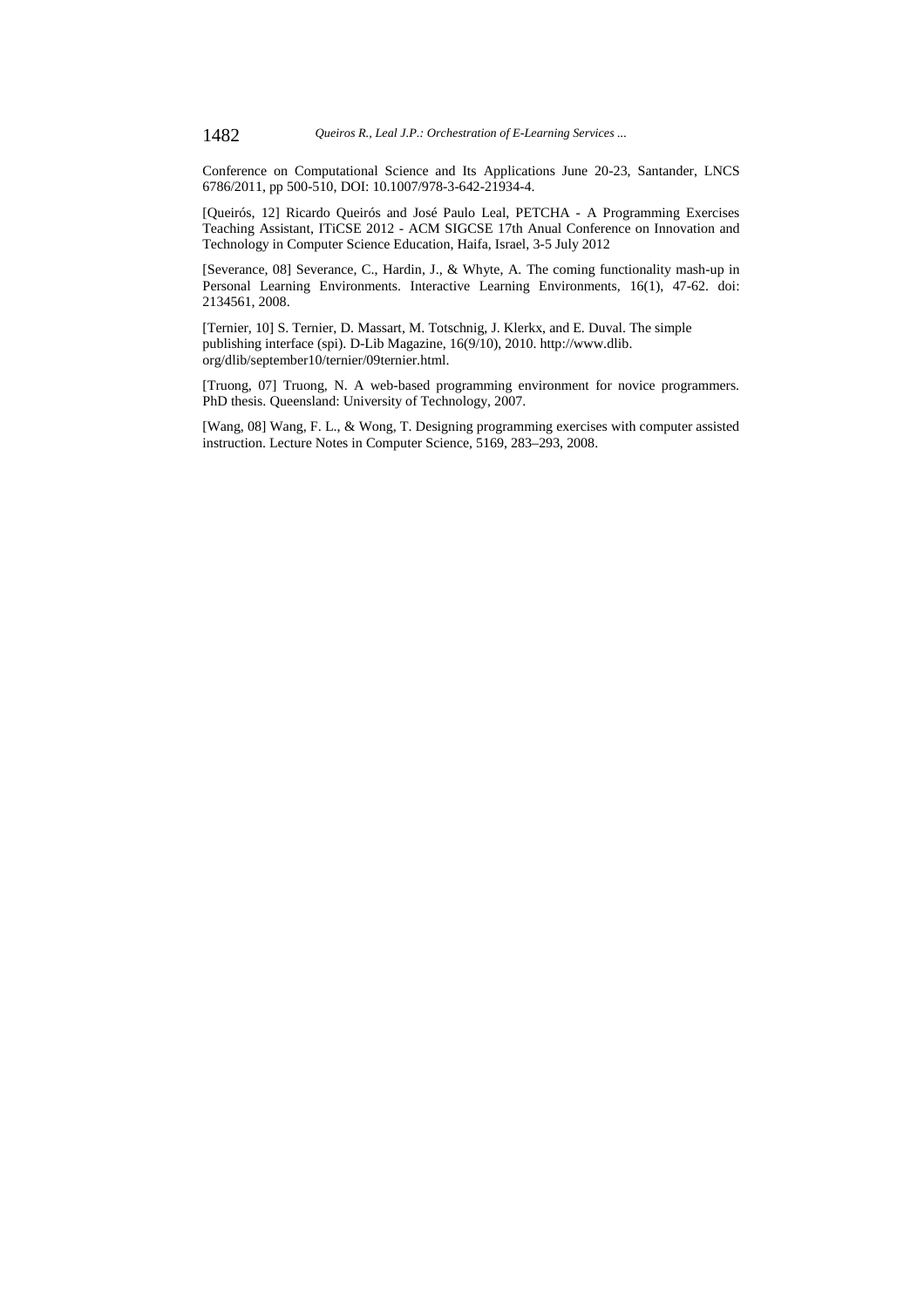Conference on Computational Science and Its Applications June 20-23, Santander, LNCS 6786/2011, pp 500-510, DOI: 10.1007/978-3-642-21934-4.

[Queirós, 12] Ricardo Queirós and José Paulo Leal, PETCHA - A Programming Exercises Teaching Assistant, ITiCSE 2012 - ACM SIGCSE 17th Anual Conference on Innovation and Technology in Computer Science Education, Haifa, Israel, 3-5 July 2012

[Severance, 08] Severance, C., Hardin, J., & Whyte, A. The coming functionality mash-up in Personal Learning Environments. Interactive Learning Environments, 16(1), 47-62. doi: 2134561, 2008.

[Ternier, 10] S. Ternier, D. Massart, M. Totschnig, J. Klerkx, and E. Duval. The simple publishing interface (spi). D-Lib Magazine, 16(9/10), 2010. http://www.dlib.org/dlib/september10/ternier/09ternier.html.

[Truong, 07] Truong, N. A web-based programming environment for novice programmers. PhD thesis. Queensland: University of Technology, 2007.

[Wang, 08] Wang, F. L., & Wong, T. Designing programming exercises with computer assisted instruction. Lecture Notes in Computer Science, 5169, 283–293, 2008.